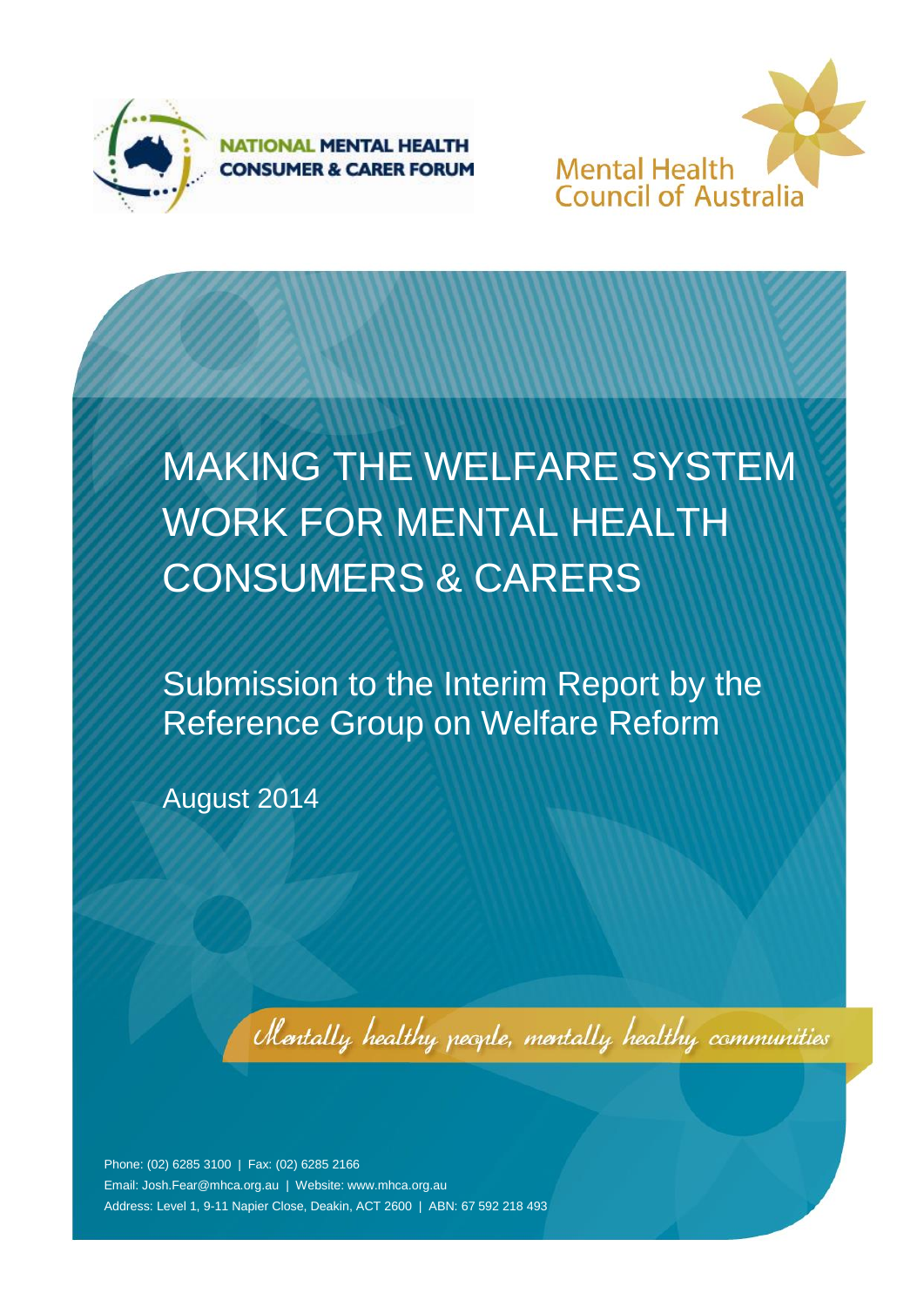NATIONAL MENTAL HEALTH CONSUMER & CARER FORUM

Mental Health Council of Australia

# MAKING THE WELFARE SYSTEM WORK FOR MENTAL HEALTH CONSUMERS & CARERS

## Submission to the Interim Report by the Reference Group on Welfare Reform

August 2014

*Mentally healthy people, mentally healthy communities*

Phone: (02) 6285 3100 | Fax: (02) 6285 2166
Email: Josh.Fear@mhca.org.au | Website: www.mhca.org.au
Address: Level 1, 9-11 Napier Close, Deakin, ACT 2600 | ABN: 67 592 218 493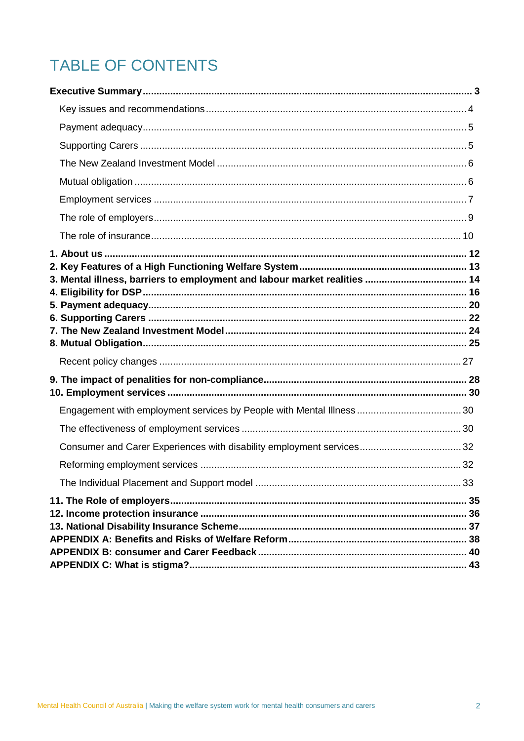# TABLE OF CONTENTS

**Executive Summary** ..... **3**

- Key issues and recommendations ..... 4
- Payment adequacy ..... 5
- Supporting Carers ..... 5
- The New Zealand Investment Model ..... 6
- Mutual obligation ..... 6
- Employment services ..... 7
- The role of employers ..... 9
- The role of insurance ..... 10

**1. About us** ..... **12**

**2. Key Features of a High Functioning Welfare System** ..... **13**

**3. Mental illness, barriers to employment and labour market realities** ..... **14**

**4. Eligibility for DSP** ..... **16**

**5. Payment adequacy** ..... **20**

**6. Supporting Carers** ..... **22**

**7. The New Zealand Investment Model** ..... **24**

**8. Mutual Obligation** ..... **25**

- Recent policy changes ..... 27

**9. The impact of penalities for non-compliance** ..... **28**

**10. Employment services** ..... **30**

- Engagement with employment services by People with Mental Illness ..... 30
- The effectiveness of employment services ..... 30
- Consumer and Carer Experiences with disability employment services ..... 32
- Reforming employment services ..... 32
- The Individual Placement and Support model ..... 33

**11. The Role of employers** ..... **35**

**12. Income protection insurance** ..... **36**

**13. National Disability Insurance Scheme** ..... **37**

**APPENDIX A: Benefits and Risks of Welfare Reform** ..... **38**

**APPENDIX B: consumer and Carer Feedback** ..... **40**

**APPENDIX C: What is stigma?** ..... **43**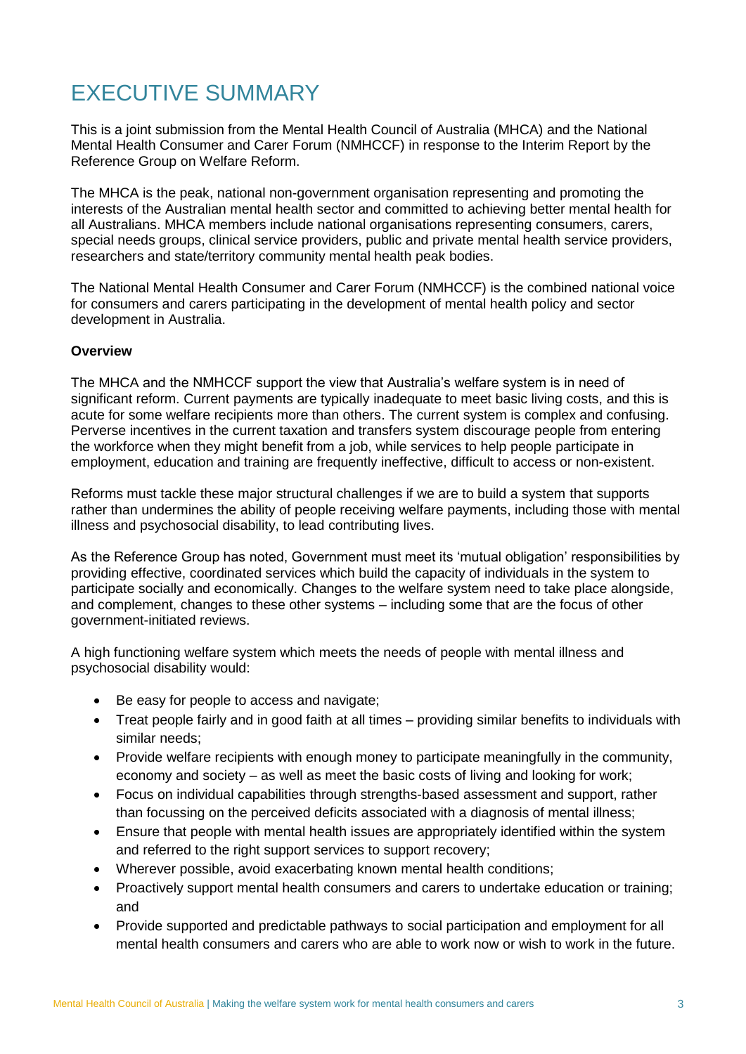# EXECUTIVE SUMMARY

This is a joint submission from the Mental Health Council of Australia (MHCA) and the National Mental Health Consumer and Carer Forum (NMHCCF) in response to the Interim Report by the Reference Group on Welfare Reform.

The MHCA is the peak, national non-government organisation representing and promoting the interests of the Australian mental health sector and committed to achieving better mental health for all Australians. MHCA members include national organisations representing consumers, carers, special needs groups, clinical service providers, public and private mental health service providers, researchers and state/territory community mental health peak bodies.

The National Mental Health Consumer and Carer Forum (NMHCCF) is the combined national voice for consumers and carers participating in the development of mental health policy and sector development in Australia.

**Overview**

The MHCA and the NMHCCF support the view that Australia's welfare system is in need of significant reform. Current payments are typically inadequate to meet basic living costs, and this is acute for some welfare recipients more than others. The current system is complex and confusing. Perverse incentives in the current taxation and transfers system discourage people from entering the workforce when they might benefit from a job, while services to help people participate in employment, education and training are frequently ineffective, difficult to access or non-existent.

Reforms must tackle these major structural challenges if we are to build a system that supports rather than undermines the ability of people receiving welfare payments, including those with mental illness and psychosocial disability, to lead contributing lives.

As the Reference Group has noted, Government must meet its 'mutual obligation' responsibilities by providing effective, coordinated services which build the capacity of individuals in the system to participate socially and economically. Changes to the welfare system need to take place alongside, and complement, changes to these other systems – including some that are the focus of other government-initiated reviews.

A high functioning welfare system which meets the needs of people with mental illness and psychosocial disability would:

- Be easy for people to access and navigate;
- Treat people fairly and in good faith at all times – providing similar benefits to individuals with similar needs;
- Provide welfare recipients with enough money to participate meaningfully in the community, economy and society – as well as meet the basic costs of living and looking for work;
- Focus on individual capabilities through strengths-based assessment and support, rather than focussing on the perceived deficits associated with a diagnosis of mental illness;
- Ensure that people with mental health issues are appropriately identified within the system and referred to the right support services to support recovery;
- Wherever possible, avoid exacerbating known mental health conditions;
- Proactively support mental health consumers and carers to undertake education or training; and
- Provide supported and predictable pathways to social participation and employment for all mental health consumers and carers who are able to work now or wish to work in the future.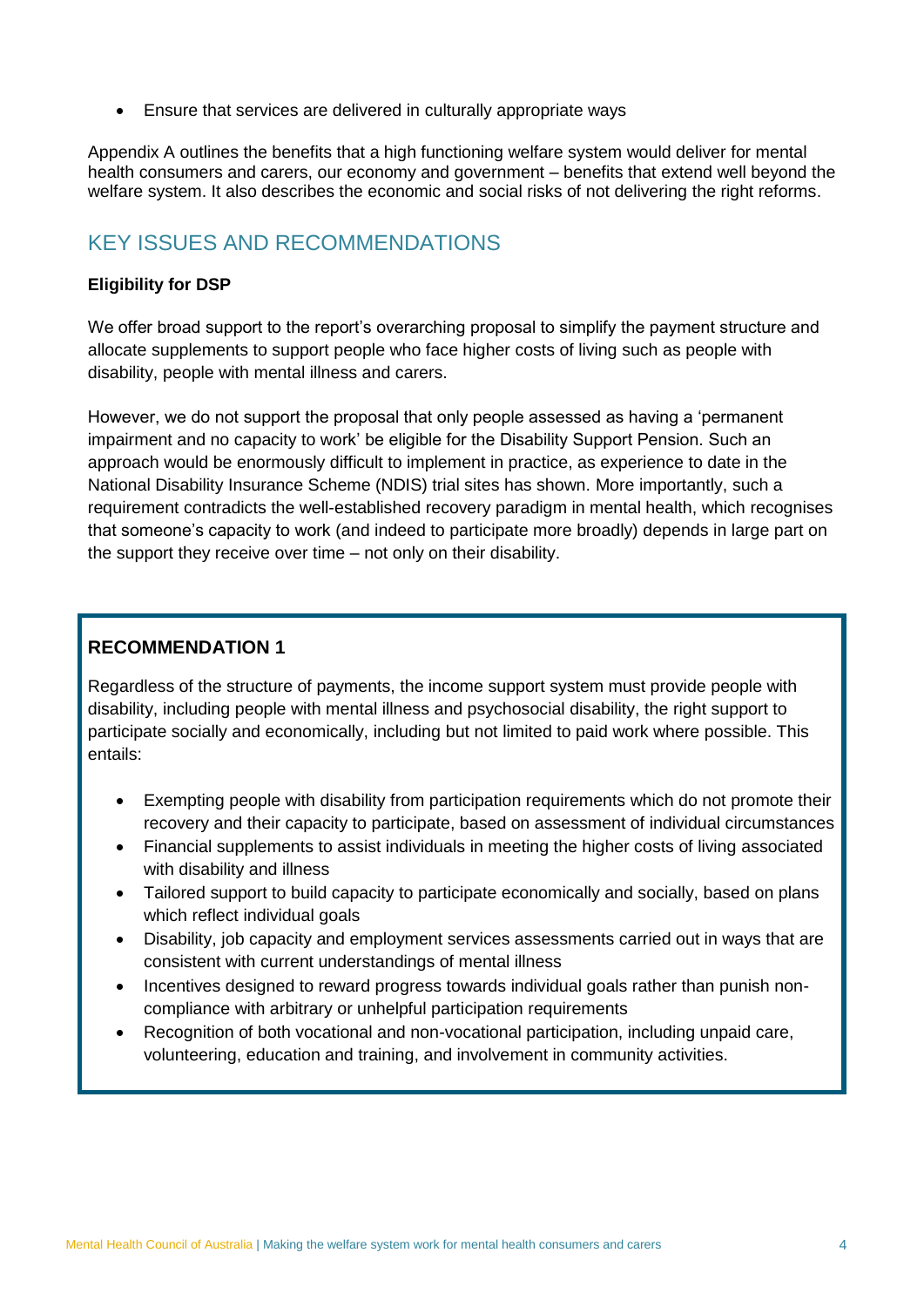- Ensure that services are delivered in culturally appropriate ways

Appendix A outlines the benefits that a high functioning welfare system would deliver for mental health consumers and carers, our economy and government – benefits that extend well beyond the welfare system. It also describes the economic and social risks of not delivering the right reforms.

## KEY ISSUES AND RECOMMENDATIONS

**Eligibility for DSP**

We offer broad support to the report's overarching proposal to simplify the payment structure and allocate supplements to support people who face higher costs of living such as people with disability, people with mental illness and carers.

However, we do not support the proposal that only people assessed as having a 'permanent impairment and no capacity to work' be eligible for the Disability Support Pension. Such an approach would be enormously difficult to implement in practice, as experience to date in the National Disability Insurance Scheme (NDIS) trial sites has shown. More importantly, such a requirement contradicts the well-established recovery paradigm in mental health, which recognises that someone's capacity to work (and indeed to participate more broadly) depends in large part on the support they receive over time – not only on their disability.

**RECOMMENDATION 1**

Regardless of the structure of payments, the income support system must provide people with disability, including people with mental illness and psychosocial disability, the right support to participate socially and economically, including but not limited to paid work where possible. This entails:

- Exempting people with disability from participation requirements which do not promote their recovery and their capacity to participate, based on assessment of individual circumstances
- Financial supplements to assist individuals in meeting the higher costs of living associated with disability and illness
- Tailored support to build capacity to participate economically and socially, based on plans which reflect individual goals
- Disability, job capacity and employment services assessments carried out in ways that are consistent with current understandings of mental illness
- Incentives designed to reward progress towards individual goals rather than punish non-compliance with arbitrary or unhelpful participation requirements
- Recognition of both vocational and non-vocational participation, including unpaid care, volunteering, education and training, and involvement in community activities.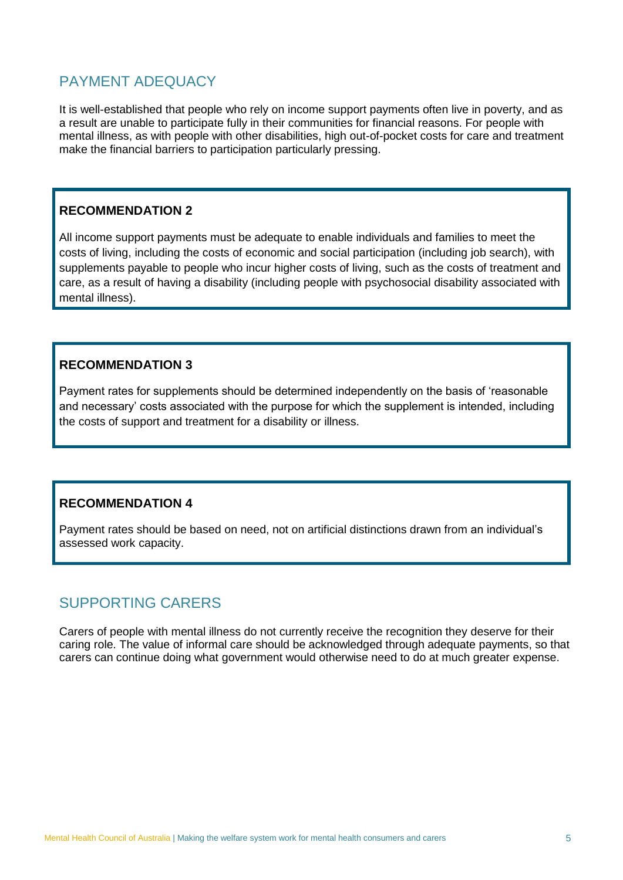## PAYMENT ADEQUACY

It is well-established that people who rely on income support payments often live in poverty, and as a result are unable to participate fully in their communities for financial reasons. For people with mental illness, as with people with other disabilities, high out-of-pocket costs for care and treatment make the financial barriers to participation particularly pressing.

> **RECOMMENDATION 2**
>
> All income support payments must be adequate to enable individuals and families to meet the costs of living, including the costs of economic and social participation (including job search), with supplements payable to people who incur higher costs of living, such as the costs of treatment and care, as a result of having a disability (including people with psychosocial disability associated with mental illness).

> **RECOMMENDATION 3**
>
> Payment rates for supplements should be determined independently on the basis of 'reasonable and necessary' costs associated with the purpose for which the supplement is intended, including the costs of support and treatment for a disability or illness.

> **RECOMMENDATION 4**
>
> Payment rates should be based on need, not on artificial distinctions drawn from an individual's assessed work capacity.

## SUPPORTING CARERS

Carers of people with mental illness do not currently receive the recognition they deserve for their caring role. The value of informal care should be acknowledged through adequate payments, so that carers can continue doing what government would otherwise need to do at much greater expense.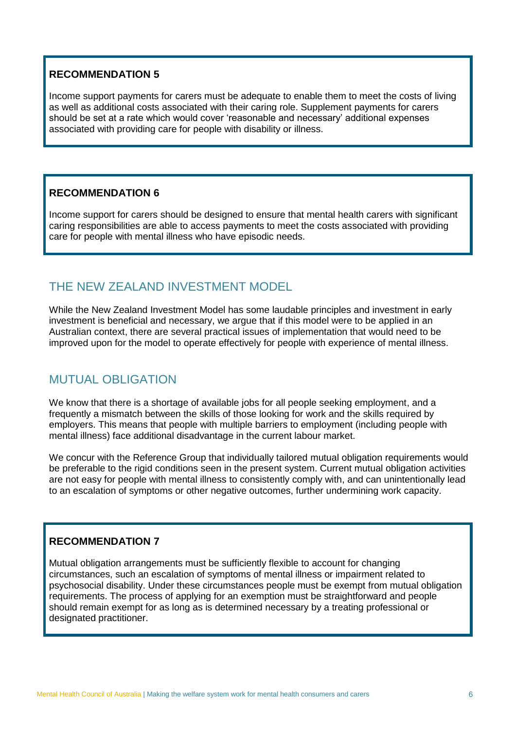**RECOMMENDATION 5**

Income support payments for carers must be adequate to enable them to meet the costs of living as well as additional costs associated with their caring role. Supplement payments for carers should be set at a rate which would cover 'reasonable and necessary' additional expenses associated with providing care for people with disability or illness.

**RECOMMENDATION 6**

Income support for carers should be designed to ensure that mental health carers with significant caring responsibilities are able to access payments to meet the costs associated with providing care for people with mental illness who have episodic needs.

## THE NEW ZEALAND INVESTMENT MODEL

While the New Zealand Investment Model has some laudable principles and investment in early investment is beneficial and necessary, we argue that if this model were to be applied in an Australian context, there are several practical issues of implementation that would need to be improved upon for the model to operate effectively for people with experience of mental illness.

## MUTUAL OBLIGATION

We know that there is a shortage of available jobs for all people seeking employment, and a frequently a mismatch between the skills of those looking for work and the skills required by employers. This means that people with multiple barriers to employment (including people with mental illness) face additional disadvantage in the current labour market.

We concur with the Reference Group that individually tailored mutual obligation requirements would be preferable to the rigid conditions seen in the present system. Current mutual obligation activities are not easy for people with mental illness to consistently comply with, and can unintentionally lead to an escalation of symptoms or other negative outcomes, further undermining work capacity.

**RECOMMENDATION 7**

Mutual obligation arrangements must be sufficiently flexible to account for changing circumstances, such an escalation of symptoms of mental illness or impairment related to psychosocial disability. Under these circumstances people must be exempt from mutual obligation requirements. The process of applying for an exemption must be straightforward and people should remain exempt for as long as is determined necessary by a treating professional or designated practitioner.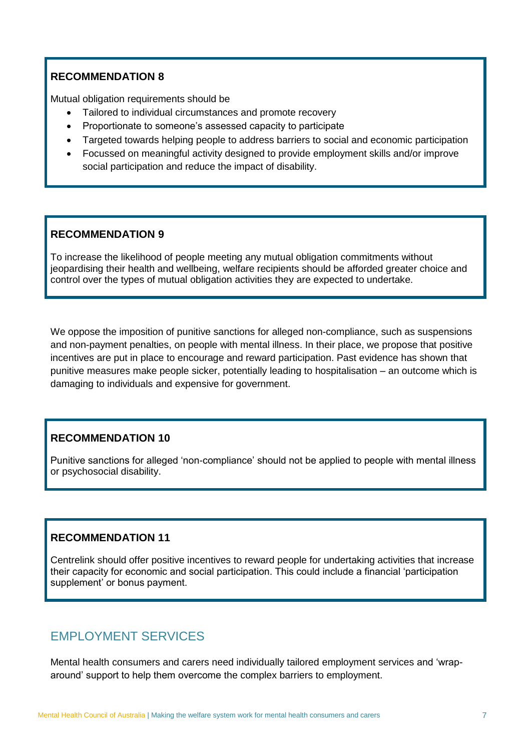**RECOMMENDATION 8**

Mutual obligation requirements should be

- Tailored to individual circumstances and promote recovery
- Proportionate to someone's assessed capacity to participate
- Targeted towards helping people to address barriers to social and economic participation
- Focussed on meaningful activity designed to provide employment skills and/or improve social participation and reduce the impact of disability.

**RECOMMENDATION 9**

To increase the likelihood of people meeting any mutual obligation commitments without jeopardising their health and wellbeing, welfare recipients should be afforded greater choice and control over the types of mutual obligation activities they are expected to undertake.

We oppose the imposition of punitive sanctions for alleged non-compliance, such as suspensions and non-payment penalties, on people with mental illness. In their place, we propose that positive incentives are put in place to encourage and reward participation. Past evidence has shown that punitive measures make people sicker, potentially leading to hospitalisation – an outcome which is damaging to individuals and expensive for government.

**RECOMMENDATION 10**

Punitive sanctions for alleged 'non-compliance' should not be applied to people with mental illness or psychosocial disability.

**RECOMMENDATION 11**

Centrelink should offer positive incentives to reward people for undertaking activities that increase their capacity for economic and social participation. This could include a financial 'participation supplement' or bonus payment.

## EMPLOYMENT SERVICES

Mental health consumers and carers need individually tailored employment services and 'wrap-around' support to help them overcome the complex barriers to employment.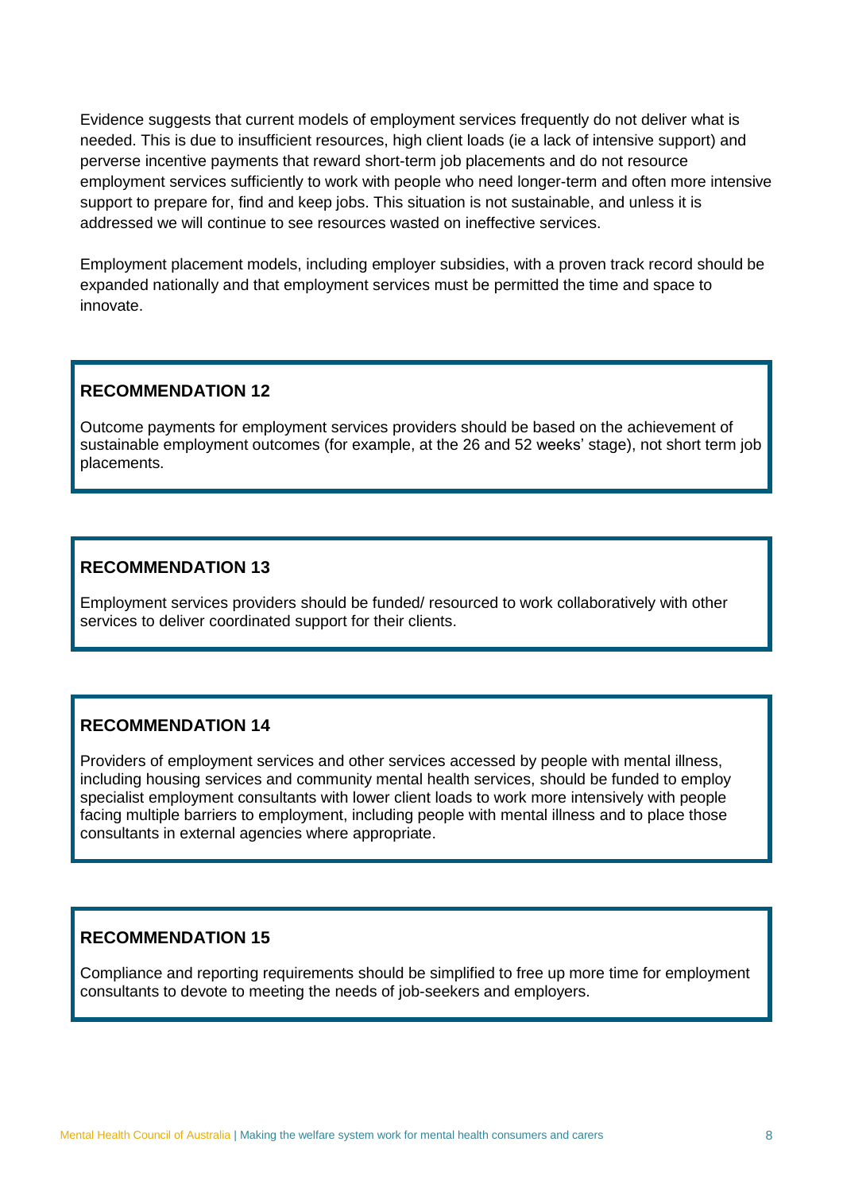Evidence suggests that current models of employment services frequently do not deliver what is needed. This is due to insufficient resources, high client loads (ie a lack of intensive support) and perverse incentive payments that reward short-term job placements and do not resource employment services sufficiently to work with people who need longer-term and often more intensive support to prepare for, find and keep jobs. This situation is not sustainable, and unless it is addressed we will continue to see resources wasted on ineffective services.

Employment placement models, including employer subsidies, with a proven track record should be expanded nationally and that employment services must be permitted the time and space to innovate.

**RECOMMENDATION 12**

Outcome payments for employment services providers should be based on the achievement of sustainable employment outcomes (for example, at the 26 and 52 weeks' stage), not short term job placements.

**RECOMMENDATION 13**

Employment services providers should be funded/ resourced to work collaboratively with other services to deliver coordinated support for their clients.

**RECOMMENDATION 14**

Providers of employment services and other services accessed by people with mental illness, including housing services and community mental health services, should be funded to employ specialist employment consultants with lower client loads to work more intensively with people facing multiple barriers to employment, including people with mental illness and to place those consultants in external agencies where appropriate.

**RECOMMENDATION 15**

Compliance and reporting requirements should be simplified to free up more time for employment consultants to devote to meeting the needs of job-seekers and employers.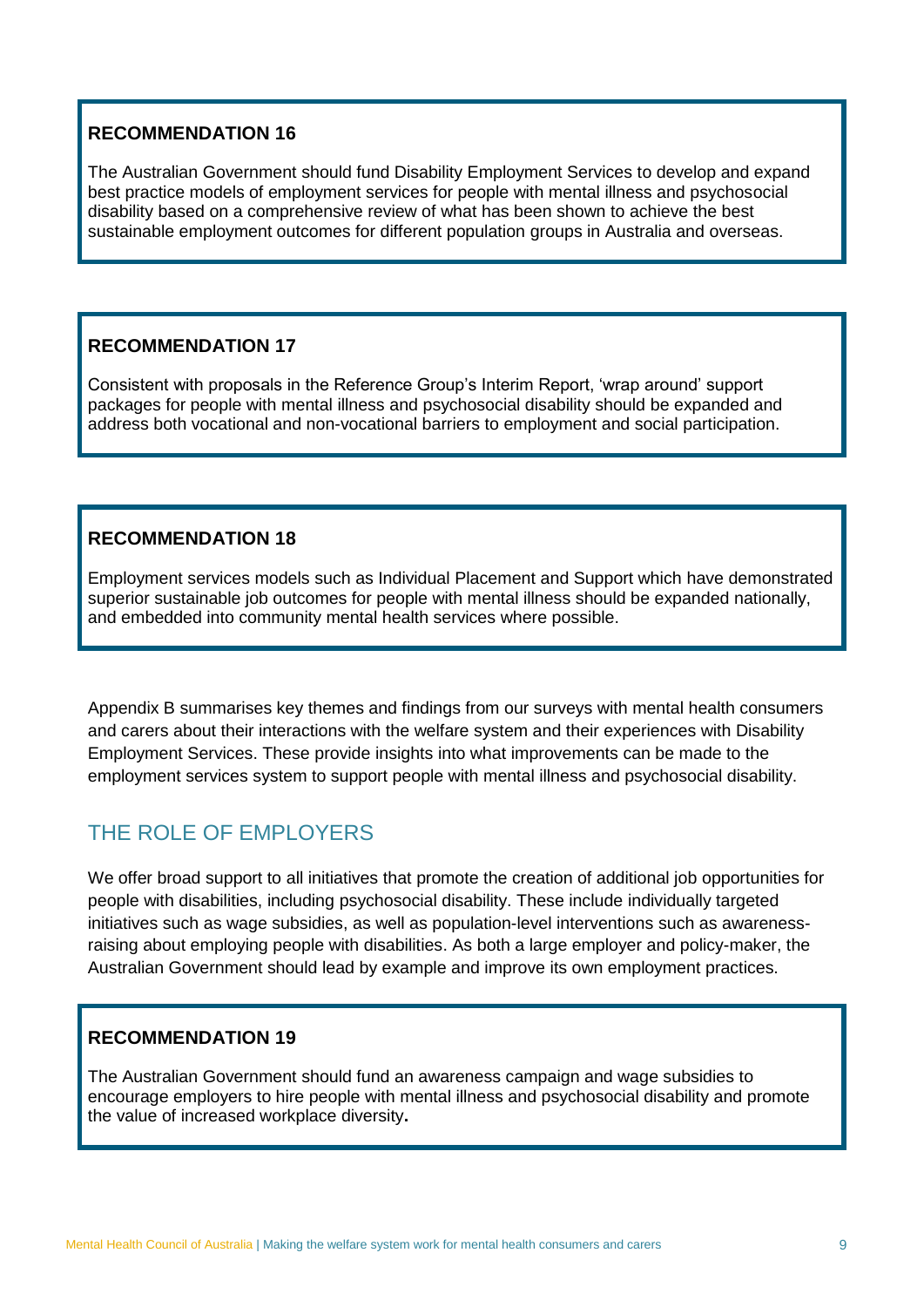**RECOMMENDATION 16**

The Australian Government should fund Disability Employment Services to develop and expand best practice models of employment services for people with mental illness and psychosocial disability based on a comprehensive review of what has been shown to achieve the best sustainable employment outcomes for different population groups in Australia and overseas.

**RECOMMENDATION 17**

Consistent with proposals in the Reference Group's Interim Report, 'wrap around' support packages for people with mental illness and psychosocial disability should be expanded and address both vocational and non-vocational barriers to employment and social participation.

**RECOMMENDATION 18**

Employment services models such as Individual Placement and Support which have demonstrated superior sustainable job outcomes for people with mental illness should be expanded nationally, and embedded into community mental health services where possible.

Appendix B summarises key themes and findings from our surveys with mental health consumers and carers about their interactions with the welfare system and their experiences with Disability Employment Services. These provide insights into what improvements can be made to the employment services system to support people with mental illness and psychosocial disability.

## THE ROLE OF EMPLOYERS

We offer broad support to all initiatives that promote the creation of additional job opportunities for people with disabilities, including psychosocial disability. These include individually targeted initiatives such as wage subsidies, as well as population-level interventions such as awareness-raising about employing people with disabilities. As both a large employer and policy-maker, the Australian Government should lead by example and improve its own employment practices.

**RECOMMENDATION 19**

The Australian Government should fund an awareness campaign and wage subsidies to encourage employers to hire people with mental illness and psychosocial disability and promote the value of increased workplace diversity**.**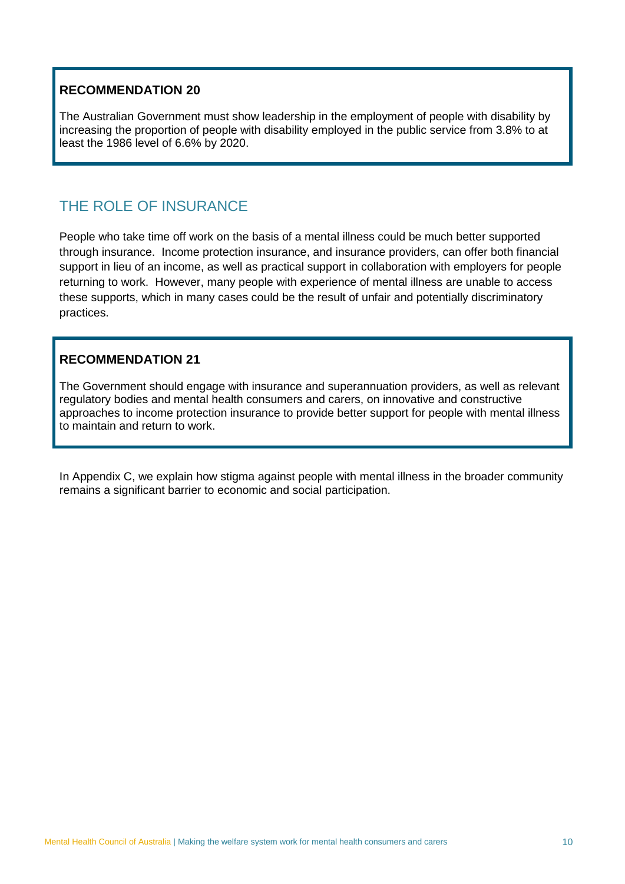**RECOMMENDATION 20**

The Australian Government must show leadership in the employment of people with disability by increasing the proportion of people with disability employed in the public service from 3.8% to at least the 1986 level of 6.6% by 2020.

## THE ROLE OF INSURANCE

People who take time off work on the basis of a mental illness could be much better supported through insurance. Income protection insurance, and insurance providers, can offer both financial support in lieu of an income, as well as practical support in collaboration with employers for people returning to work. However, many people with experience of mental illness are unable to access these supports, which in many cases could be the result of unfair and potentially discriminatory practices.

**RECOMMENDATION 21**

The Government should engage with insurance and superannuation providers, as well as relevant regulatory bodies and mental health consumers and carers, on innovative and constructive approaches to income protection insurance to provide better support for people with mental illness to maintain and return to work.

In Appendix C, we explain how stigma against people with mental illness in the broader community remains a significant barrier to economic and social participation.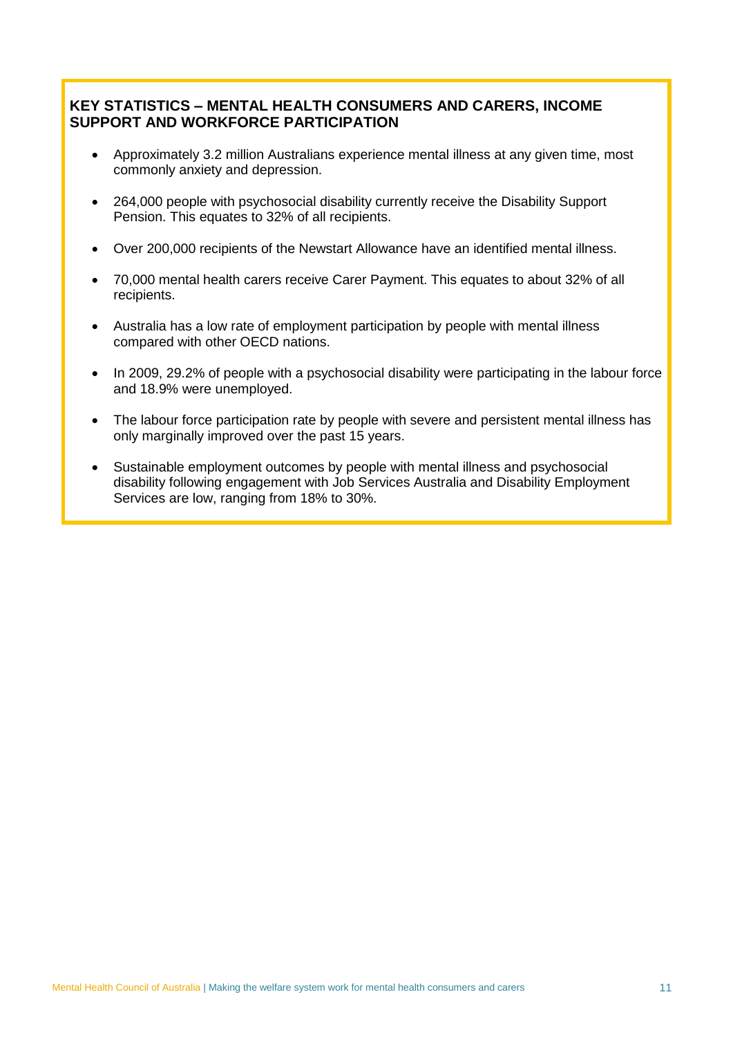### KEY STATISTICS – MENTAL HEALTH CONSUMERS AND CARERS, INCOME SUPPORT AND WORKFORCE PARTICIPATION

- Approximately 3.2 million Australians experience mental illness at any given time, most commonly anxiety and depression.
- 264,000 people with psychosocial disability currently receive the Disability Support Pension. This equates to 32% of all recipients.
- Over 200,000 recipients of the Newstart Allowance have an identified mental illness.
- 70,000 mental health carers receive Carer Payment. This equates to about 32% of all recipients.
- Australia has a low rate of employment participation by people with mental illness compared with other OECD nations.
- In 2009, 29.2% of people with a psychosocial disability were participating in the labour force and 18.9% were unemployed.
- The labour force participation rate by people with severe and persistent mental illness has only marginally improved over the past 15 years.
- Sustainable employment outcomes by people with mental illness and psychosocial disability following engagement with Job Services Australia and Disability Employment Services are low, ranging from 18% to 30%.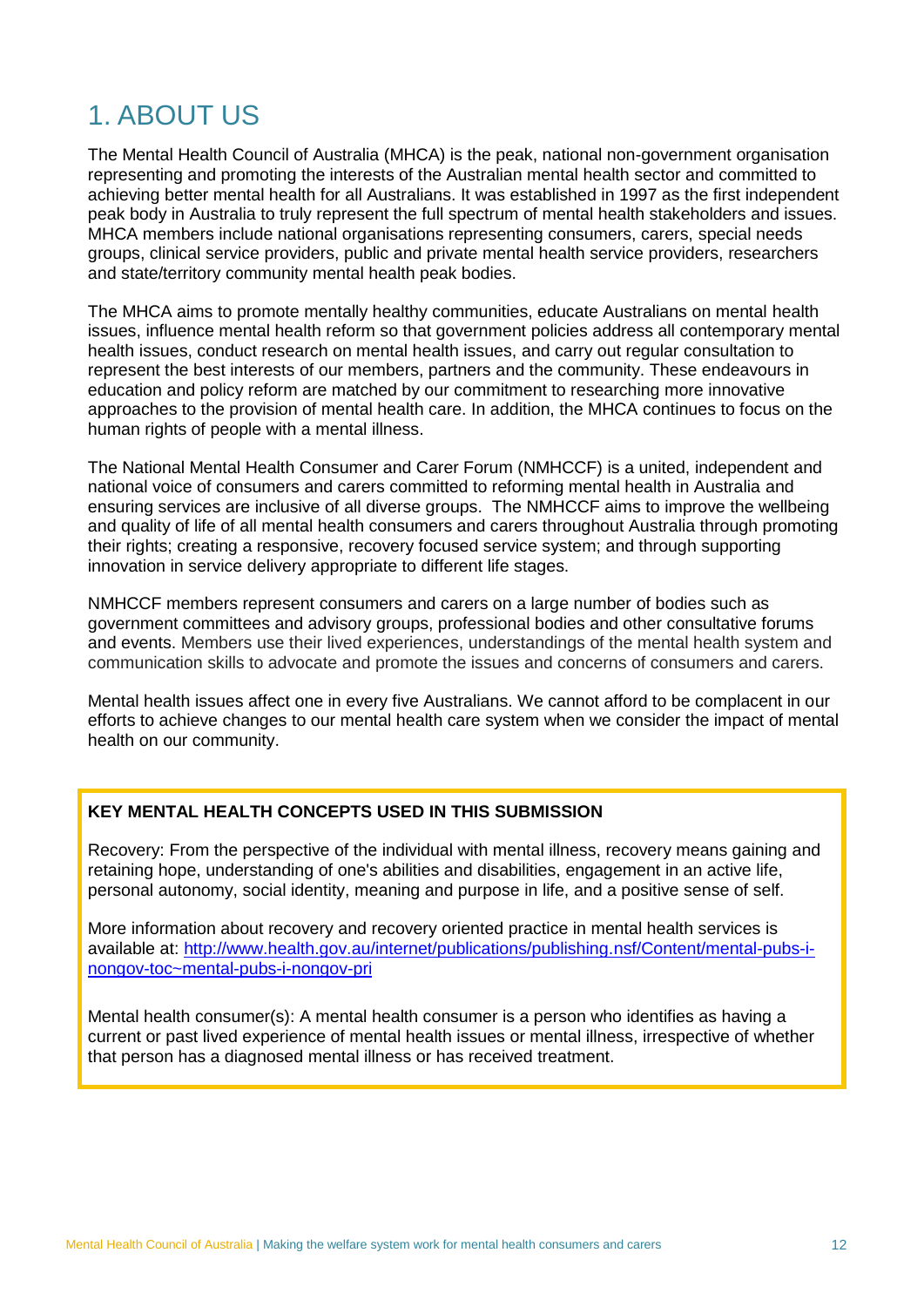# 1. ABOUT US

The Mental Health Council of Australia (MHCA) is the peak, national non-government organisation representing and promoting the interests of the Australian mental health sector and committed to achieving better mental health for all Australians. It was established in 1997 as the first independent peak body in Australia to truly represent the full spectrum of mental health stakeholders and issues. MHCA members include national organisations representing consumers, carers, special needs groups, clinical service providers, public and private mental health service providers, researchers and state/territory community mental health peak bodies.

The MHCA aims to promote mentally healthy communities, educate Australians on mental health issues, influence mental health reform so that government policies address all contemporary mental health issues, conduct research on mental health issues, and carry out regular consultation to represent the best interests of our members, partners and the community. These endeavours in education and policy reform are matched by our commitment to researching more innovative approaches to the provision of mental health care. In addition, the MHCA continues to focus on the human rights of people with a mental illness.

The National Mental Health Consumer and Carer Forum (NMHCCF) is a united, independent and national voice of consumers and carers committed to reforming mental health in Australia and ensuring services are inclusive of all diverse groups. The NMHCCF aims to improve the wellbeing and quality of life of all mental health consumers and carers throughout Australia through promoting their rights; creating a responsive, recovery focused service system; and through supporting innovation in service delivery appropriate to different life stages.

NMHCCF members represent consumers and carers on a large number of bodies such as government committees and advisory groups, professional bodies and other consultative forums and events. Members use their lived experiences, understandings of the mental health system and communication skills to advocate and promote the issues and concerns of consumers and carers.

Mental health issues affect one in every five Australians. We cannot afford to be complacent in our efforts to achieve changes to our mental health care system when we consider the impact of mental health on our community.

**KEY MENTAL HEALTH CONCEPTS USED IN THIS SUBMISSION**

Recovery: From the perspective of the individual with mental illness, recovery means gaining and retaining hope, understanding of one's abilities and disabilities, engagement in an active life, personal autonomy, social identity, meaning and purpose in life, and a positive sense of self.

More information about recovery and recovery oriented practice in mental health services is available at: [http://www.health.gov.au/internet/publications/publishing.nsf/Content/mental-pubs-i-nongov-toc~mental-pubs-i-nongov-pri](http://www.health.gov.au/internet/publications/publishing.nsf/Content/mental-pubs-i-nongov-toc~mental-pubs-i-nongov-pri)

Mental health consumer(s): A mental health consumer is a person who identifies as having a current or past lived experience of mental health issues or mental illness, irrespective of whether that person has a diagnosed mental illness or has received treatment.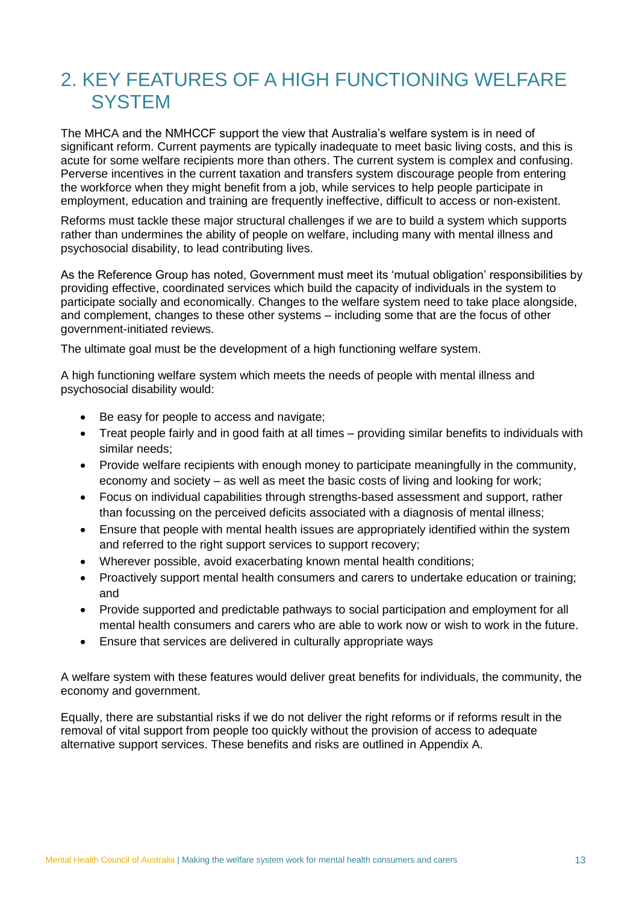# 2. KEY FEATURES OF A HIGH FUNCTIONING WELFARE SYSTEM

The MHCA and the NMHCCF support the view that Australia's welfare system is in need of significant reform. Current payments are typically inadequate to meet basic living costs, and this is acute for some welfare recipients more than others. The current system is complex and confusing. Perverse incentives in the current taxation and transfers system discourage people from entering the workforce when they might benefit from a job, while services to help people participate in employment, education and training are frequently ineffective, difficult to access or non-existent.

Reforms must tackle these major structural challenges if we are to build a system which supports rather than undermines the ability of people on welfare, including many with mental illness and psychosocial disability, to lead contributing lives.

As the Reference Group has noted, Government must meet its 'mutual obligation' responsibilities by providing effective, coordinated services which build the capacity of individuals in the system to participate socially and economically. Changes to the welfare system need to take place alongside, and complement, changes to these other systems – including some that are the focus of other government-initiated reviews.

The ultimate goal must be the development of a high functioning welfare system.

A high functioning welfare system which meets the needs of people with mental illness and psychosocial disability would:

- Be easy for people to access and navigate;
- Treat people fairly and in good faith at all times – providing similar benefits to individuals with similar needs;
- Provide welfare recipients with enough money to participate meaningfully in the community, economy and society – as well as meet the basic costs of living and looking for work;
- Focus on individual capabilities through strengths-based assessment and support, rather than focussing on the perceived deficits associated with a diagnosis of mental illness;
- Ensure that people with mental health issues are appropriately identified within the system and referred to the right support services to support recovery;
- Wherever possible, avoid exacerbating known mental health conditions;
- Proactively support mental health consumers and carers to undertake education or training; and
- Provide supported and predictable pathways to social participation and employment for all mental health consumers and carers who are able to work now or wish to work in the future.
- Ensure that services are delivered in culturally appropriate ways

A welfare system with these features would deliver great benefits for individuals, the community, the economy and government.

Equally, there are substantial risks if we do not deliver the right reforms or if reforms result in the removal of vital support from people too quickly without the provision of access to adequate alternative support services. These benefits and risks are outlined in Appendix A.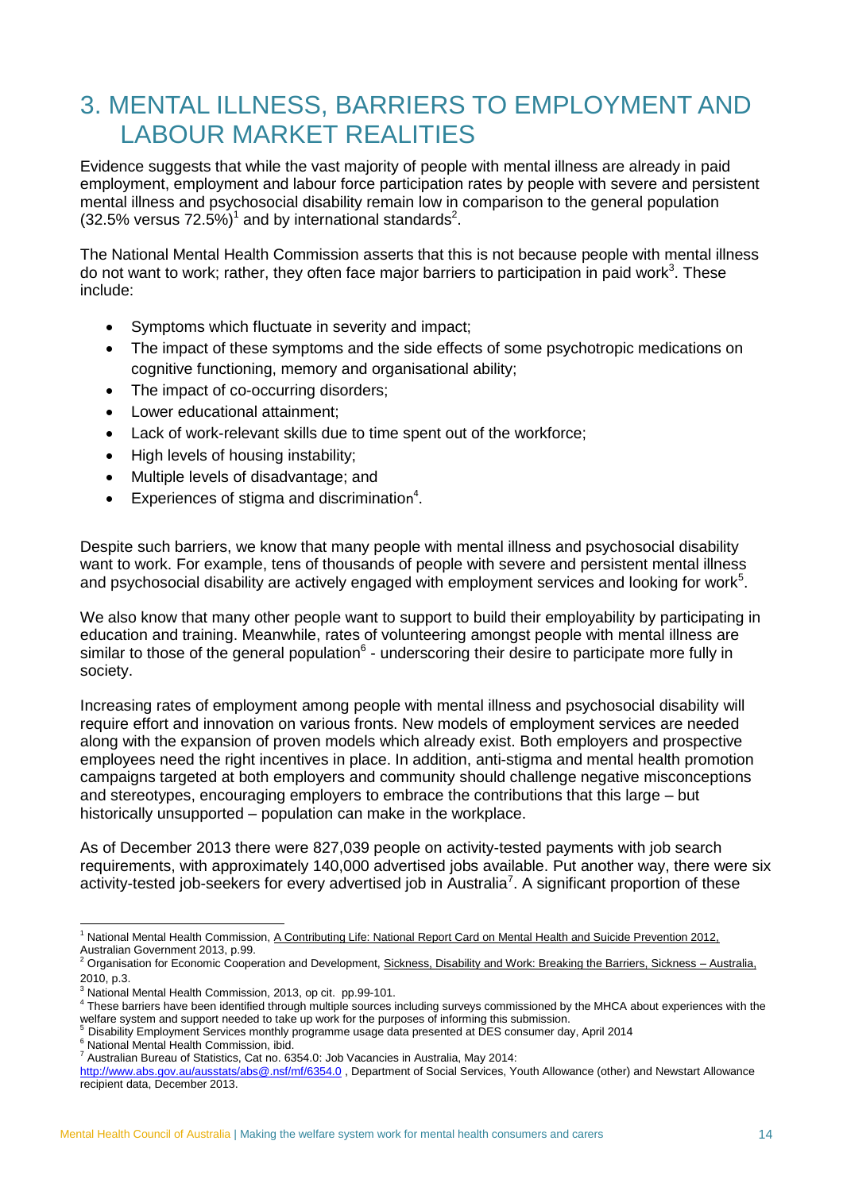# 3. MENTAL ILLNESS, BARRIERS TO EMPLOYMENT AND LABOUR MARKET REALITIES

Evidence suggests that while the vast majority of people with mental illness are already in paid employment, employment and labour force participation rates by people with severe and persistent mental illness and psychosocial disability remain low in comparison to the general population (32.5% versus 72.5%)[1] and by international standards[2].

The National Mental Health Commission asserts that this is not because people with mental illness do not want to work; rather, they often face major barriers to participation in paid work[3]. These include:

- Symptoms which fluctuate in severity and impact;
- The impact of these symptoms and the side effects of some psychotropic medications on cognitive functioning, memory and organisational ability;
- The impact of co-occurring disorders;
- Lower educational attainment;
- Lack of work-relevant skills due to time spent out of the workforce;
- High levels of housing instability;
- Multiple levels of disadvantage; and
- Experiences of stigma and discrimination[4].

Despite such barriers, we know that many people with mental illness and psychosocial disability want to work. For example, tens of thousands of people with severe and persistent mental illness and psychosocial disability are actively engaged with employment services and looking for work[5].

We also know that many other people want to support to build their employability by participating in education and training. Meanwhile, rates of volunteering amongst people with mental illness are similar to those of the general population[6] - underscoring their desire to participate more fully in society.

Increasing rates of employment among people with mental illness and psychosocial disability will require effort and innovation on various fronts. New models of employment services are needed along with the expansion of proven models which already exist. Both employers and prospective employees need the right incentives in place. In addition, anti-stigma and mental health promotion campaigns targeted at both employers and community should challenge negative misconceptions and stereotypes, encouraging employers to embrace the contributions that this large – but historically unsupported – population can make in the workplace.

As of December 2013 there were 827,039 people on activity-tested payments with job search requirements, with approximately 140,000 advertised jobs available. Put another way, there were six activity-tested job-seekers for every advertised job in Australia[7]. A significant proportion of these

---

[1] National Mental Health Commission, A Contributing Life: National Report Card on Mental Health and Suicide Prevention 2012, Australian Government 2013, p.99.

[2] Organisation for Economic Cooperation and Development, Sickness, Disability and Work: Breaking the Barriers, Sickness – Australia, 2010, p.3.

[3] National Mental Health Commission, 2013, op cit. pp.99-101.

[4] These barriers have been identified through multiple sources including surveys commissioned by the MHCA about experiences with the welfare system and support needed to take up work for the purposes of informing this submission.

[5] Disability Employment Services monthly programme usage data presented at DES consumer day, April 2014

[6] National Mental Health Commission, ibid.

[7] Australian Bureau of Statistics, Cat no. 6354.0: Job Vacancies in Australia, May 2014: http://www.abs.gov.au/ausstats/abs@.nsf/mf/6354.0 , Department of Social Services, Youth Allowance (other) and Newstart Allowance recipient data, December 2013.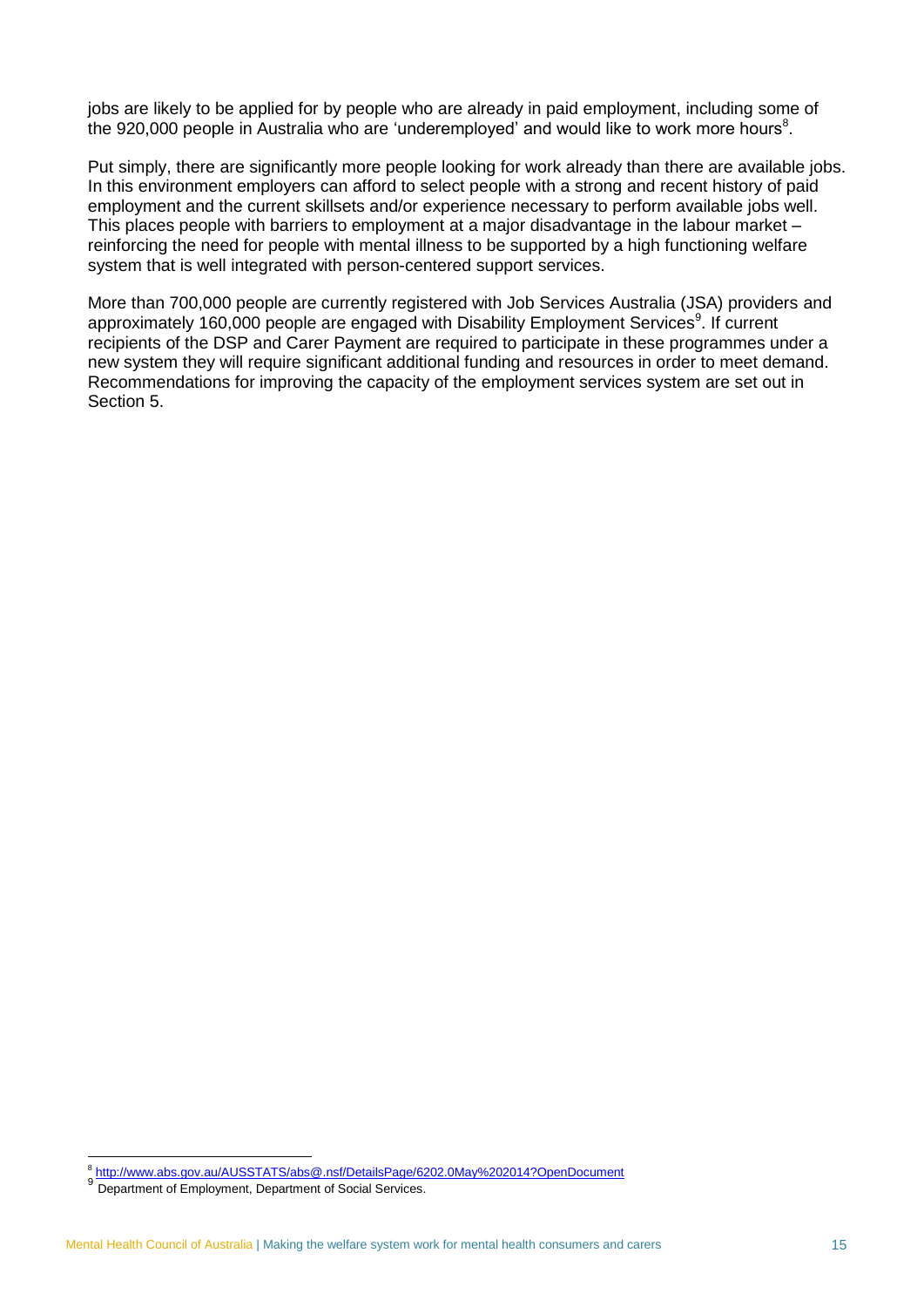jobs are likely to be applied for by people who are already in paid employment, including some of the 920,000 people in Australia who are 'underemployed' and would like to work more hours[8].

Put simply, there are significantly more people looking for work already than there are available jobs. In this environment employers can afford to select people with a strong and recent history of paid employment and the current skillsets and/or experience necessary to perform available jobs well. This places people with barriers to employment at a major disadvantage in the labour market – reinforcing the need for people with mental illness to be supported by a high functioning welfare system that is well integrated with person-centered support services.

More than 700,000 people are currently registered with Job Services Australia (JSA) providers and approximately 160,000 people are engaged with Disability Employment Services[9]. If current recipients of the DSP and Carer Payment are required to participate in these programmes under a new system they will require significant additional funding and resources in order to meet demand. Recommendations for improving the capacity of the employment services system are set out in Section 5.

---

[8] http://www.abs.gov.au/AUSSTATS/abs@.nsf/DetailsPage/6202.0May%202014?OpenDocument

[9] Department of Employment, Department of Social Services.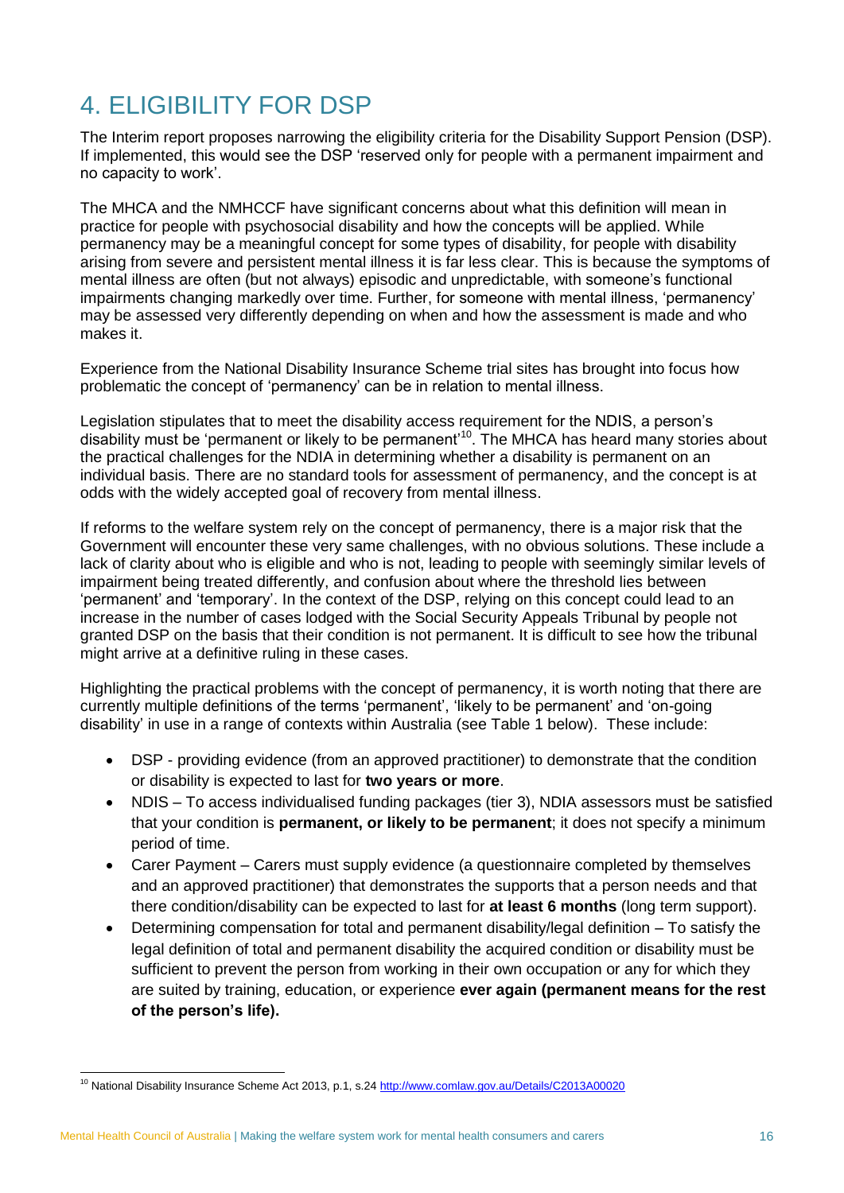# 4. ELIGIBILITY FOR DSP

The Interim report proposes narrowing the eligibility criteria for the Disability Support Pension (DSP). If implemented, this would see the DSP 'reserved only for people with a permanent impairment and no capacity to work'.

The MHCA and the NMHCCF have significant concerns about what this definition will mean in practice for people with psychosocial disability and how the concepts will be applied. While permanency may be a meaningful concept for some types of disability, for people with disability arising from severe and persistent mental illness it is far less clear. This is because the symptoms of mental illness are often (but not always) episodic and unpredictable, with someone's functional impairments changing markedly over time. Further, for someone with mental illness, 'permanency' may be assessed very differently depending on when and how the assessment is made and who makes it.

Experience from the National Disability Insurance Scheme trial sites has brought into focus how problematic the concept of 'permanency' can be in relation to mental illness.

Legislation stipulates that to meet the disability access requirement for the NDIS, a person's disability must be 'permanent or likely to be permanent'[10]. The MHCA has heard many stories about the practical challenges for the NDIA in determining whether a disability is permanent on an individual basis. There are no standard tools for assessment of permanency, and the concept is at odds with the widely accepted goal of recovery from mental illness.

If reforms to the welfare system rely on the concept of permanency, there is a major risk that the Government will encounter these very same challenges, with no obvious solutions. These include a lack of clarity about who is eligible and who is not, leading to people with seemingly similar levels of impairment being treated differently, and confusion about where the threshold lies between 'permanent' and 'temporary'. In the context of the DSP, relying on this concept could lead to an increase in the number of cases lodged with the Social Security Appeals Tribunal by people not granted DSP on the basis that their condition is not permanent. It is difficult to see how the tribunal might arrive at a definitive ruling in these cases.

Highlighting the practical problems with the concept of permanency, it is worth noting that there are currently multiple definitions of the terms 'permanent', 'likely to be permanent' and 'on-going disability' in use in a range of contexts within Australia (see Table 1 below). These include:

- DSP - providing evidence (from an approved practitioner) to demonstrate that the condition or disability is expected to last for **two years or more**.
- NDIS – To access individualised funding packages (tier 3), NDIA assessors must be satisfied that your condition is **permanent, or likely to be permanent**; it does not specify a minimum period of time.
- Carer Payment – Carers must supply evidence (a questionnaire completed by themselves and an approved practitioner) that demonstrates the supports that a person needs and that there condition/disability can be expected to last for **at least 6 months** (long term support).
- Determining compensation for total and permanent disability/legal definition – To satisfy the legal definition of total and permanent disability the acquired condition or disability must be sufficient to prevent the person from working in their own occupation or any for which they are suited by training, education, or experience **ever again (permanent means for the rest of the person's life).**

[10] National Disability Insurance Scheme Act 2013, p.1, s.24 http://www.comlaw.gov.au/Details/C2013A00020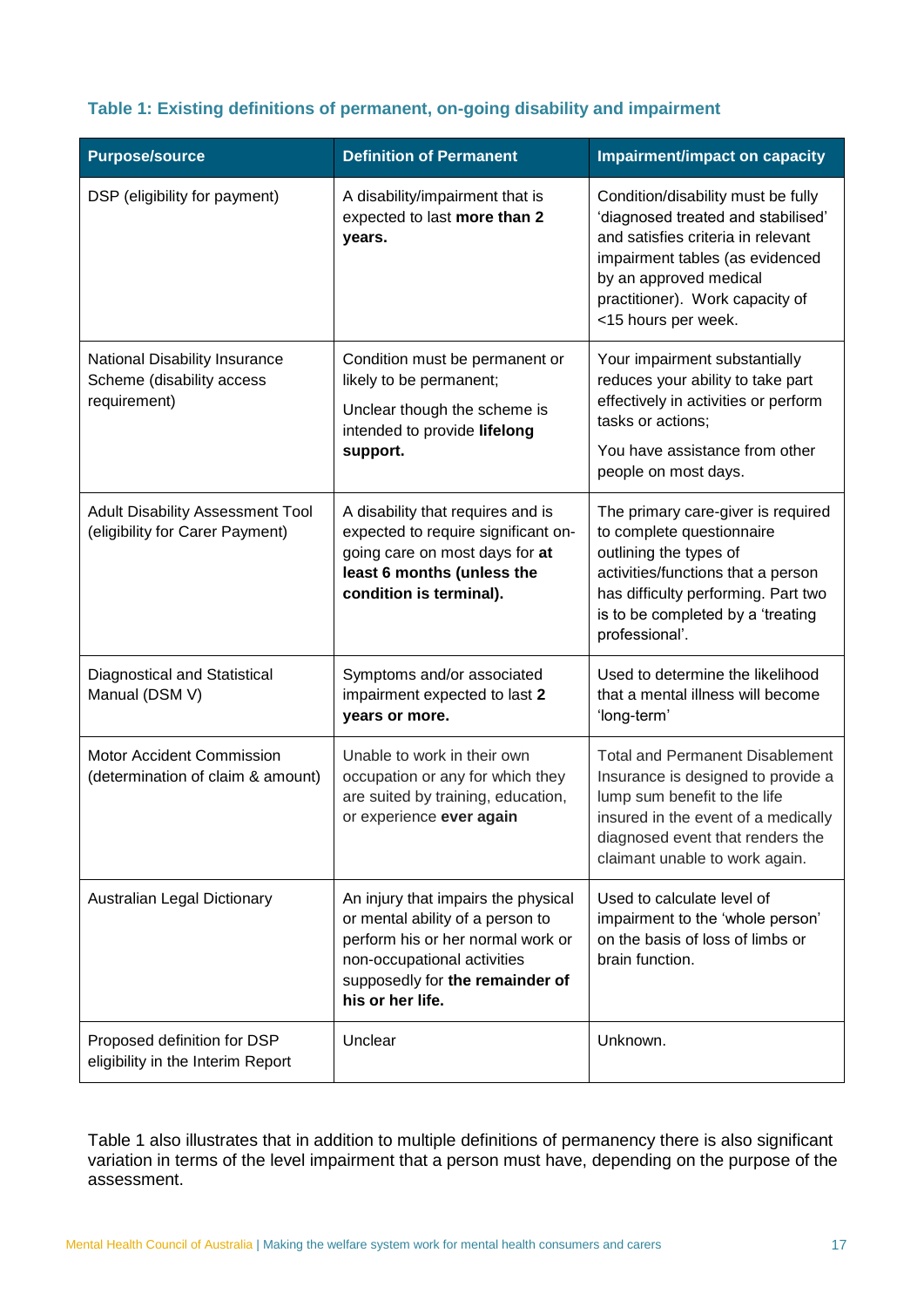**Table 1: Existing definitions of permanent, on-going disability and impairment**

| Purpose/source | Definition of Permanent | Impairment/impact on capacity |
|---|---|---|
| DSP (eligibility for payment) | A disability/impairment that is expected to last **more than 2 years.** | Condition/disability must be fully 'diagnosed treated and stabilised' and satisfies criteria in relevant impairment tables (as evidenced by an approved medical practitioner). Work capacity of <15 hours per week. |
| National Disability Insurance Scheme (disability access requirement) | Condition must be permanent or likely to be permanent; Unclear though the scheme is intended to provide **lifelong support.** | Your impairment substantially reduces your ability to take part effectively in activities or perform tasks or actions; You have assistance from other people on most days. |
| Adult Disability Assessment Tool (eligibility for Carer Payment) | A disability that requires and is expected to require significant on-going care on most days for **at least 6 months (unless the condition is terminal).** | The primary care-giver is required to complete questionnaire outlining the types of activities/functions that a person has difficulty performing. Part two is to be completed by a 'treating professional'. |
| Diagnostical and Statistical Manual (DSM V) | Symptoms and/or associated impairment expected to last **2 years or more.** | Used to determine the likelihood that a mental illness will become 'long-term' |
| Motor Accident Commission (determination of claim & amount) | Unable to work in their own occupation or any for which they are suited by training, education, or experience **ever again** | Total and Permanent Disablement Insurance is designed to provide a lump sum benefit to the life insured in the event of a medically diagnosed event that renders the claimant unable to work again. |
| Australian Legal Dictionary | An injury that impairs the physical or mental ability of a person to perform his or her normal work or non-occupational activities supposedly for **the remainder of his or her life.** | Used to calculate level of impairment to the 'whole person' on the basis of loss of limbs or brain function. |
| Proposed definition for DSP eligibility in the Interim Report | Unclear | Unknown. |

Table 1 also illustrates that in addition to multiple definitions of permanency there is also significant variation in terms of the level impairment that a person must have, depending on the purpose of the assessment.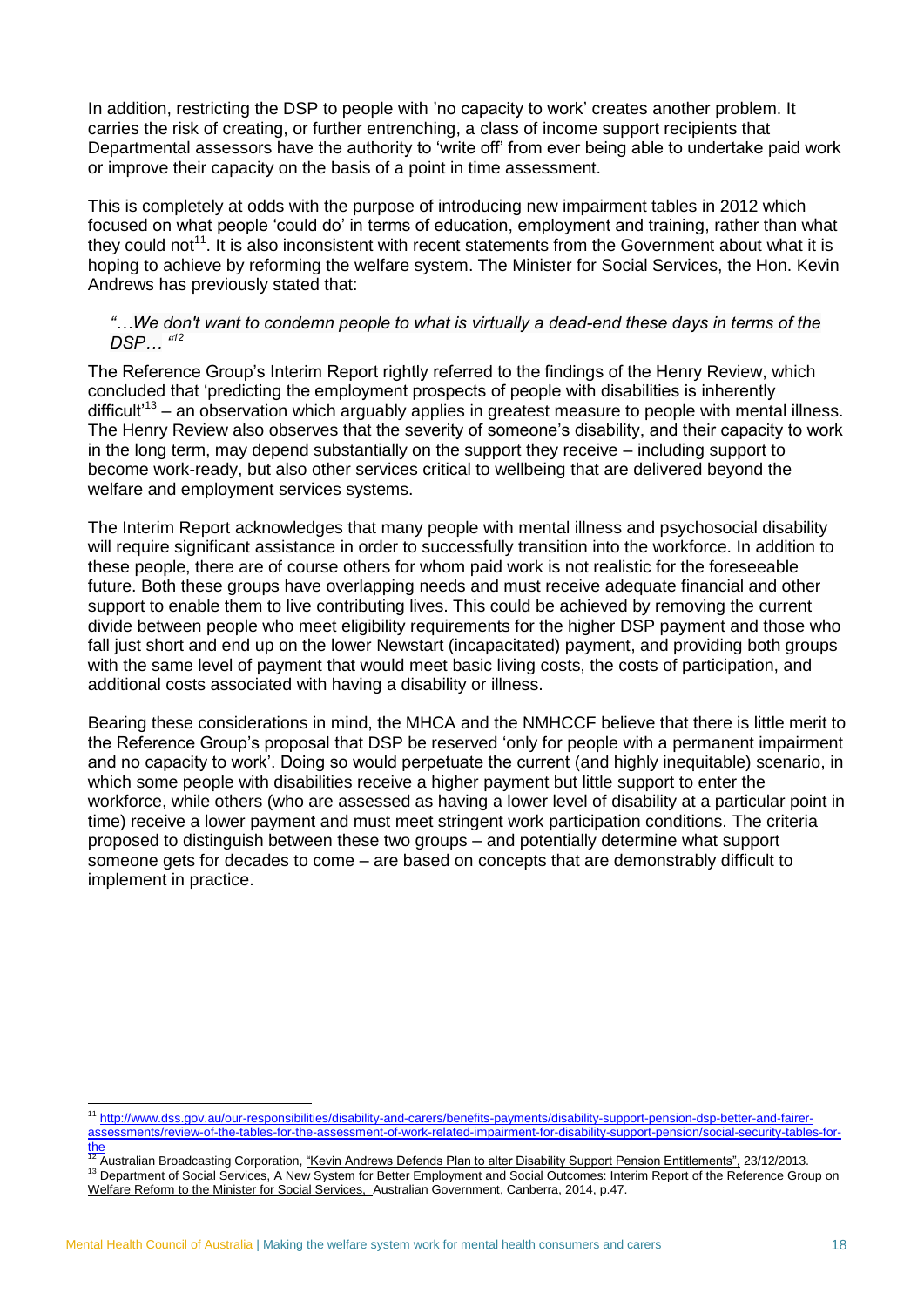In addition, restricting the DSP to people with 'no capacity to work' creates another problem. It carries the risk of creating, or further entrenching, a class of income support recipients that Departmental assessors have the authority to 'write off' from ever being able to undertake paid work or improve their capacity on the basis of a point in time assessment.

This is completely at odds with the purpose of introducing new impairment tables in 2012 which focused on what people 'could do' in terms of education, employment and training, rather than what they could not[11]. It is also inconsistent with recent statements from the Government about what it is hoping to achieve by reforming the welfare system. The Minister for Social Services, the Hon. Kevin Andrews has previously stated that:

> *"…We don't want to condemn people to what is virtually a dead-end these days in terms of the DSP… "*[12]

The Reference Group's Interim Report rightly referred to the findings of the Henry Review, which concluded that 'predicting the employment prospects of people with disabilities is inherently difficult'[13] – an observation which arguably applies in greatest measure to people with mental illness. The Henry Review also observes that the severity of someone's disability, and their capacity to work in the long term, may depend substantially on the support they receive – including support to become work-ready, but also other services critical to wellbeing that are delivered beyond the welfare and employment services systems.

The Interim Report acknowledges that many people with mental illness and psychosocial disability will require significant assistance in order to successfully transition into the workforce. In addition to these people, there are of course others for whom paid work is not realistic for the foreseeable future. Both these groups have overlapping needs and must receive adequate financial and other support to enable them to live contributing lives. This could be achieved by removing the current divide between people who meet eligibility requirements for the higher DSP payment and those who fall just short and end up on the lower Newstart (incapacitated) payment, and providing both groups with the same level of payment that would meet basic living costs, the costs of participation, and additional costs associated with having a disability or illness.

Bearing these considerations in mind, the MHCA and the NMHCCF believe that there is little merit to the Reference Group's proposal that DSP be reserved 'only for people with a permanent impairment and no capacity to work'. Doing so would perpetuate the current (and highly inequitable) scenario, in which some people with disabilities receive a higher payment but little support to enter the workforce, while others (who are assessed as having a lower level of disability at a particular point in time) receive a lower payment and must meet stringent work participation conditions. The criteria proposed to distinguish between these two groups – and potentially determine what support someone gets for decades to come – are based on concepts that are demonstrably difficult to implement in practice.

---

[11] http://www.dss.gov.au/our-responsibilities/disability-and-carers/benefits-payments/disability-support-pension-dsp-better-and-fairer-assessments/review-of-the-tables-for-the-assessment-of-work-related-impairment-for-disability-support-pension/social-security-tables-for-the

[12] Australian Broadcasting Corporation, "Kevin Andrews Defends Plan to alter Disability Support Pension Entitlements", 23/12/2013.

[13] Department of Social Services, A New System for Better Employment and Social Outcomes: Interim Report of the Reference Group on Welfare Reform to the Minister for Social Services, Australian Government, Canberra, 2014, p.47.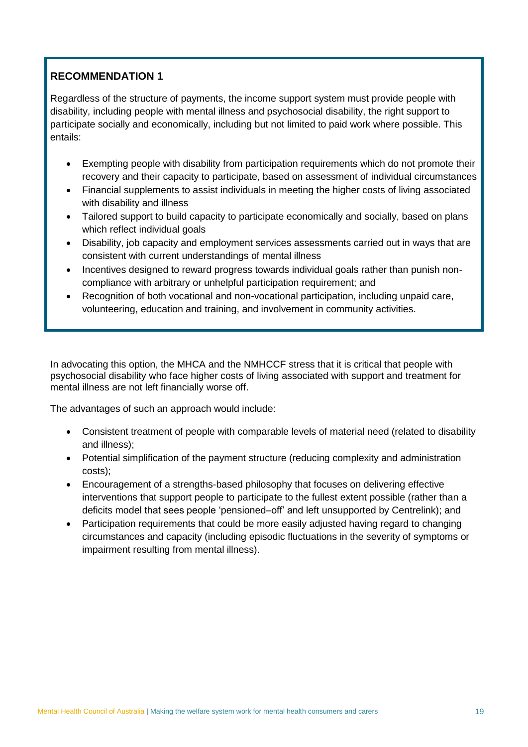**RECOMMENDATION 1**

Regardless of the structure of payments, the income support system must provide people with disability, including people with mental illness and psychosocial disability, the right support to participate socially and economically, including but not limited to paid work where possible. This entails:

- Exempting people with disability from participation requirements which do not promote their recovery and their capacity to participate, based on assessment of individual circumstances
- Financial supplements to assist individuals in meeting the higher costs of living associated with disability and illness
- Tailored support to build capacity to participate economically and socially, based on plans which reflect individual goals
- Disability, job capacity and employment services assessments carried out in ways that are consistent with current understandings of mental illness
- Incentives designed to reward progress towards individual goals rather than punish non-compliance with arbitrary or unhelpful participation requirement; and
- Recognition of both vocational and non-vocational participation, including unpaid care, volunteering, education and training, and involvement in community activities.

In advocating this option, the MHCA and the NMHCCF stress that it is critical that people with psychosocial disability who face higher costs of living associated with support and treatment for mental illness are not left financially worse off.

The advantages of such an approach would include:

- Consistent treatment of people with comparable levels of material need (related to disability and illness);
- Potential simplification of the payment structure (reducing complexity and administration costs);
- Encouragement of a strengths-based philosophy that focuses on delivering effective interventions that support people to participate to the fullest extent possible (rather than a deficits model that sees people 'pensioned–off' and left unsupported by Centrelink); and
- Participation requirements that could be more easily adjusted having regard to changing circumstances and capacity (including episodic fluctuations in the severity of symptoms or impairment resulting from mental illness).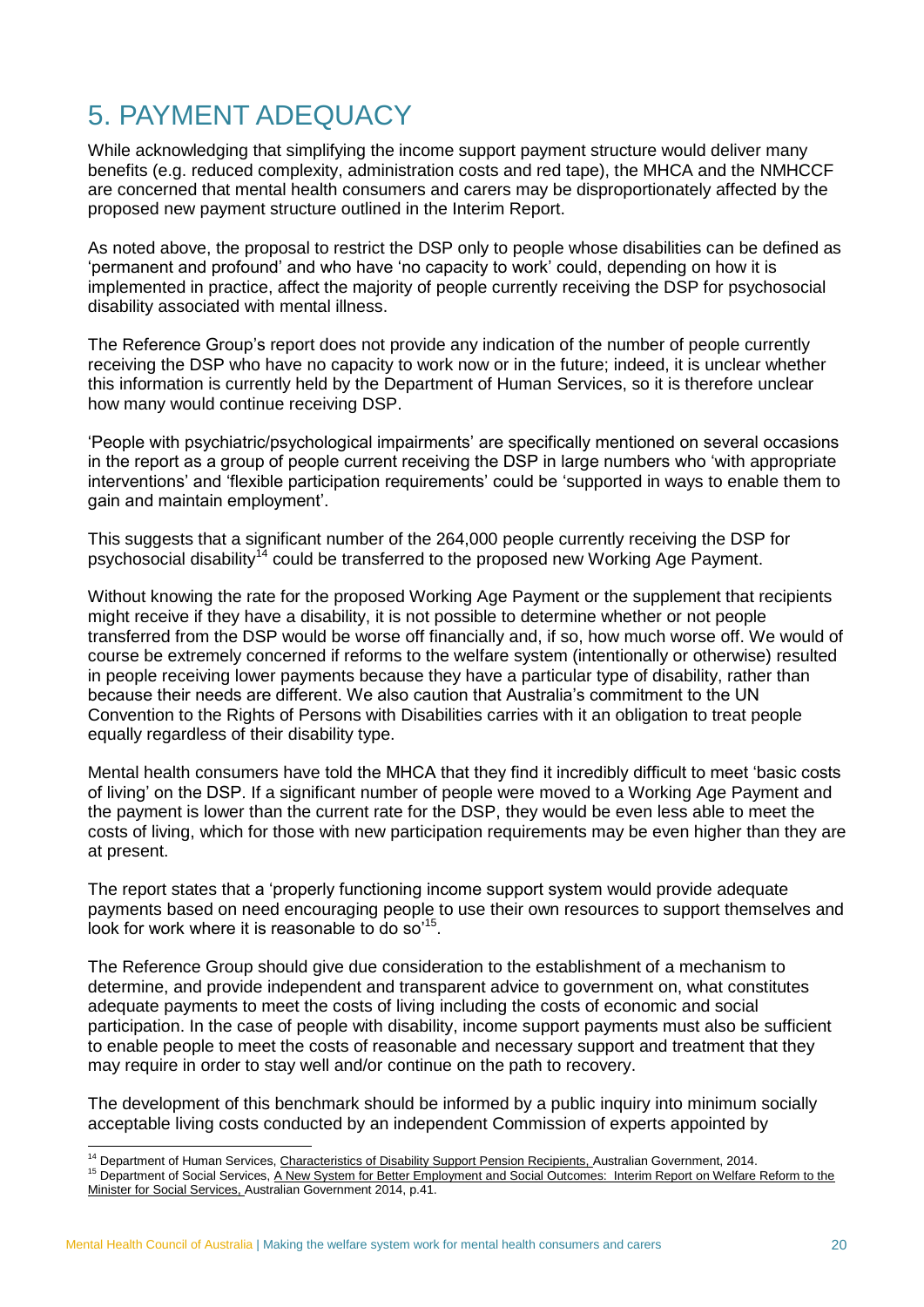# 5. PAYMENT ADEQUACY

While acknowledging that simplifying the income support payment structure would deliver many benefits (e.g. reduced complexity, administration costs and red tape), the MHCA and the NMHCCF are concerned that mental health consumers and carers may be disproportionately affected by the proposed new payment structure outlined in the Interim Report.

As noted above, the proposal to restrict the DSP only to people whose disabilities can be defined as 'permanent and profound' and who have 'no capacity to work' could, depending on how it is implemented in practice, affect the majority of people currently receiving the DSP for psychosocial disability associated with mental illness.

The Reference Group's report does not provide any indication of the number of people currently receiving the DSP who have no capacity to work now or in the future; indeed, it is unclear whether this information is currently held by the Department of Human Services, so it is therefore unclear how many would continue receiving DSP.

'People with psychiatric/psychological impairments' are specifically mentioned on several occasions in the report as a group of people current receiving the DSP in large numbers who 'with appropriate interventions' and 'flexible participation requirements' could be 'supported in ways to enable them to gain and maintain employment'.

This suggests that a significant number of the 264,000 people currently receiving the DSP for psychosocial disability[14] could be transferred to the proposed new Working Age Payment.

Without knowing the rate for the proposed Working Age Payment or the supplement that recipients might receive if they have a disability, it is not possible to determine whether or not people transferred from the DSP would be worse off financially and, if so, how much worse off. We would of course be extremely concerned if reforms to the welfare system (intentionally or otherwise) resulted in people receiving lower payments because they have a particular type of disability, rather than because their needs are different. We also caution that Australia's commitment to the UN Convention to the Rights of Persons with Disabilities carries with it an obligation to treat people equally regardless of their disability type.

Mental health consumers have told the MHCA that they find it incredibly difficult to meet 'basic costs of living' on the DSP. If a significant number of people were moved to a Working Age Payment and the payment is lower than the current rate for the DSP, they would be even less able to meet the costs of living, which for those with new participation requirements may be even higher than they are at present.

The report states that a 'properly functioning income support system would provide adequate payments based on need encouraging people to use their own resources to support themselves and look for work where it is reasonable to do so'[15].

The Reference Group should give due consideration to the establishment of a mechanism to determine, and provide independent and transparent advice to government on, what constitutes adequate payments to meet the costs of living including the costs of economic and social participation. In the case of people with disability, income support payments must also be sufficient to enable people to meet the costs of reasonable and necessary support and treatment that they may require in order to stay well and/or continue on the path to recovery.

The development of this benchmark should be informed by a public inquiry into minimum socially acceptable living costs conducted by an independent Commission of experts appointed by

---

[14] Department of Human Services, Characteristics of Disability Support Pension Recipients, Australian Government, 2014.

[15] Department of Social Services, A New System for Better Employment and Social Outcomes: Interim Report on Welfare Reform to the Minister for Social Services, Australian Government 2014, p.41.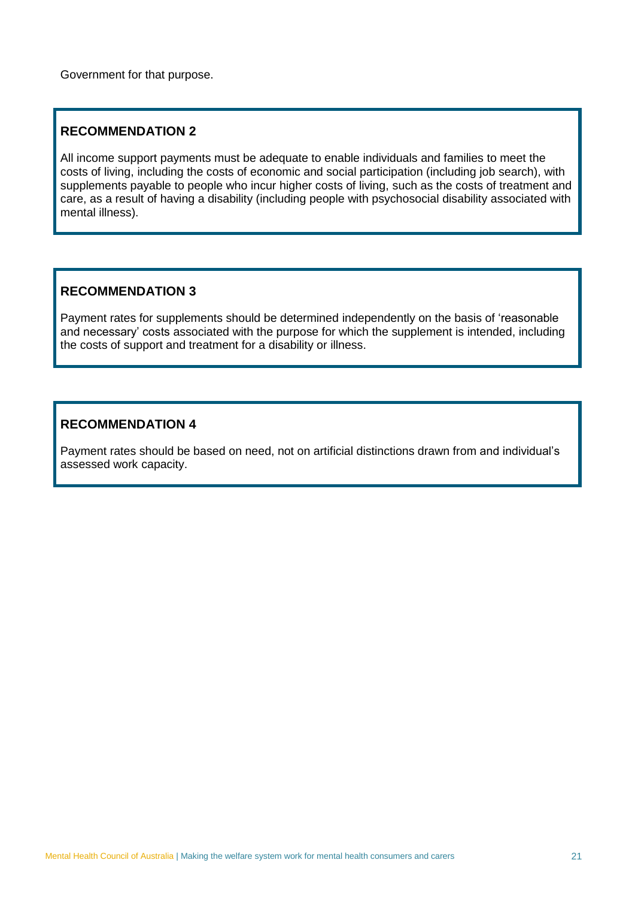Government for that purpose.

**RECOMMENDATION 2**

All income support payments must be adequate to enable individuals and families to meet the costs of living, including the costs of economic and social participation (including job search), with supplements payable to people who incur higher costs of living, such as the costs of treatment and care, as a result of having a disability (including people with psychosocial disability associated with mental illness).

**RECOMMENDATION 3**

Payment rates for supplements should be determined independently on the basis of 'reasonable and necessary' costs associated with the purpose for which the supplement is intended, including the costs of support and treatment for a disability or illness.

**RECOMMENDATION 4**

Payment rates should be based on need, not on artificial distinctions drawn from and individual's assessed work capacity.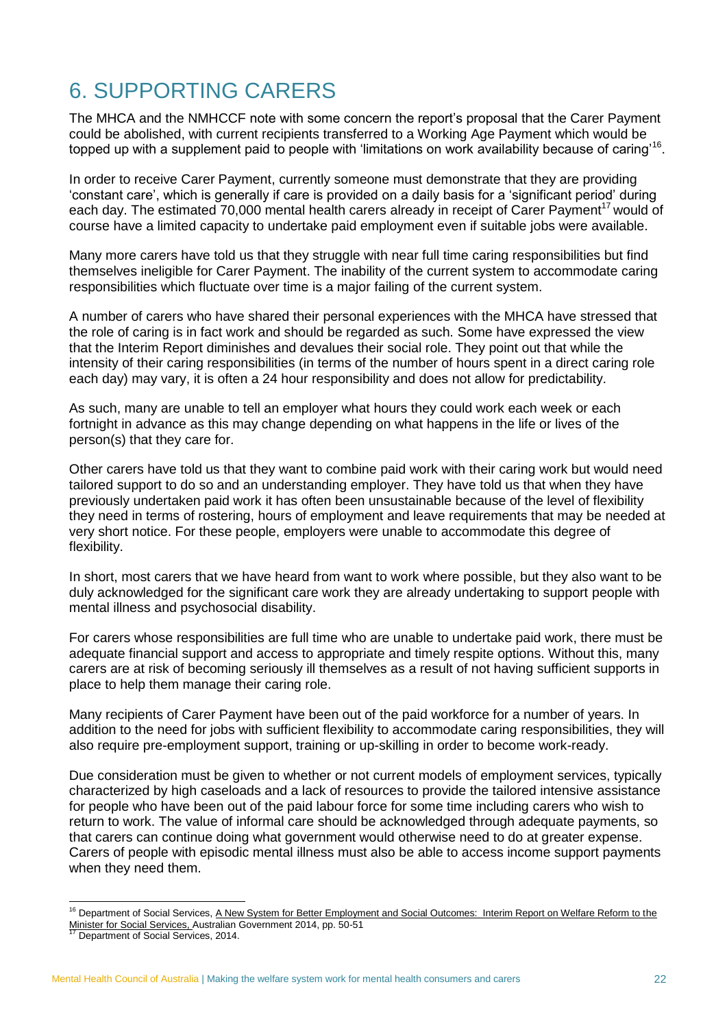# 6. SUPPORTING CARERS

The MHCA and the NMHCCF note with some concern the report's proposal that the Carer Payment could be abolished, with current recipients transferred to a Working Age Payment which would be topped up with a supplement paid to people with 'limitations on work availability because of caring'[16].

In order to receive Carer Payment, currently someone must demonstrate that they are providing 'constant care', which is generally if care is provided on a daily basis for a 'significant period' during each day. The estimated 70,000 mental health carers already in receipt of Carer Payment[17] would of course have a limited capacity to undertake paid employment even if suitable jobs were available.

Many more carers have told us that they struggle with near full time caring responsibilities but find themselves ineligible for Carer Payment. The inability of the current system to accommodate caring responsibilities which fluctuate over time is a major failing of the current system.

A number of carers who have shared their personal experiences with the MHCA have stressed that the role of caring is in fact work and should be regarded as such. Some have expressed the view that the Interim Report diminishes and devalues their social role. They point out that while the intensity of their caring responsibilities (in terms of the number of hours spent in a direct caring role each day) may vary, it is often a 24 hour responsibility and does not allow for predictability.

As such, many are unable to tell an employer what hours they could work each week or each fortnight in advance as this may change depending on what happens in the life or lives of the person(s) that they care for.

Other carers have told us that they want to combine paid work with their caring work but would need tailored support to do so and an understanding employer. They have told us that when they have previously undertaken paid work it has often been unsustainable because of the level of flexibility they need in terms of rostering, hours of employment and leave requirements that may be needed at very short notice. For these people, employers were unable to accommodate this degree of flexibility.

In short, most carers that we have heard from want to work where possible, but they also want to be duly acknowledged for the significant care work they are already undertaking to support people with mental illness and psychosocial disability.

For carers whose responsibilities are full time who are unable to undertake paid work, there must be adequate financial support and access to appropriate and timely respite options. Without this, many carers are at risk of becoming seriously ill themselves as a result of not having sufficient supports in place to help them manage their caring role.

Many recipients of Carer Payment have been out of the paid workforce for a number of years. In addition to the need for jobs with sufficient flexibility to accommodate caring responsibilities, they will also require pre-employment support, training or up-skilling in order to become work-ready.

Due consideration must be given to whether or not current models of employment services, typically characterized by high caseloads and a lack of resources to provide the tailored intensive assistance for people who have been out of the paid labour force for some time including carers who wish to return to work. The value of informal care should be acknowledged through adequate payments, so that carers can continue doing what government would otherwise need to do at greater expense. Carers of people with episodic mental illness must also be able to access income support payments when they need them.

---

[16] Department of Social Services, A New System for Better Employment and Social Outcomes: Interim Report on Welfare Reform to the Minister for Social Services, Australian Government 2014, pp. 50-51

[17] Department of Social Services, 2014.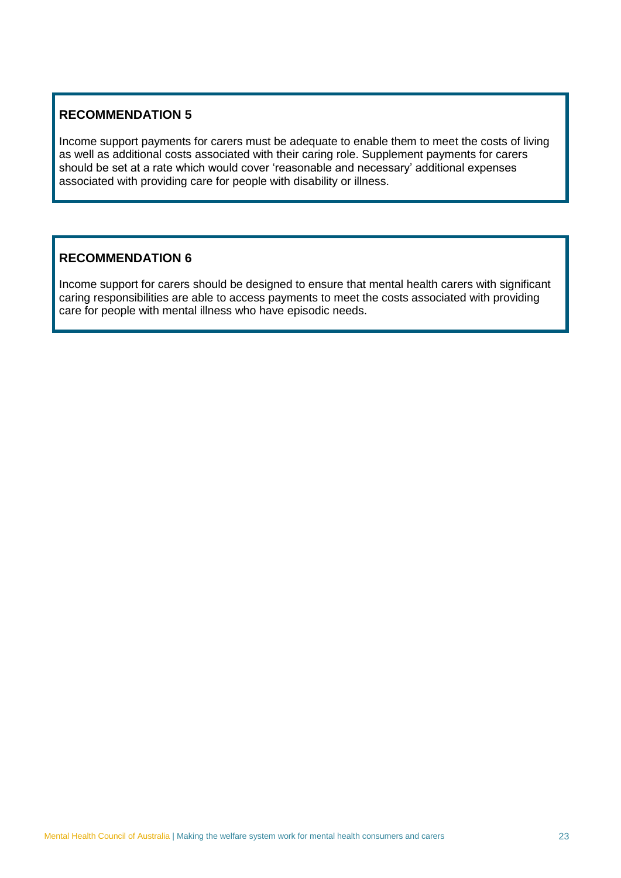**RECOMMENDATION 5**

Income support payments for carers must be adequate to enable them to meet the costs of living as well as additional costs associated with their caring role. Supplement payments for carers should be set at a rate which would cover 'reasonable and necessary' additional expenses associated with providing care for people with disability or illness.

**RECOMMENDATION 6**

Income support for carers should be designed to ensure that mental health carers with significant caring responsibilities are able to access payments to meet the costs associated with providing care for people with mental illness who have episodic needs.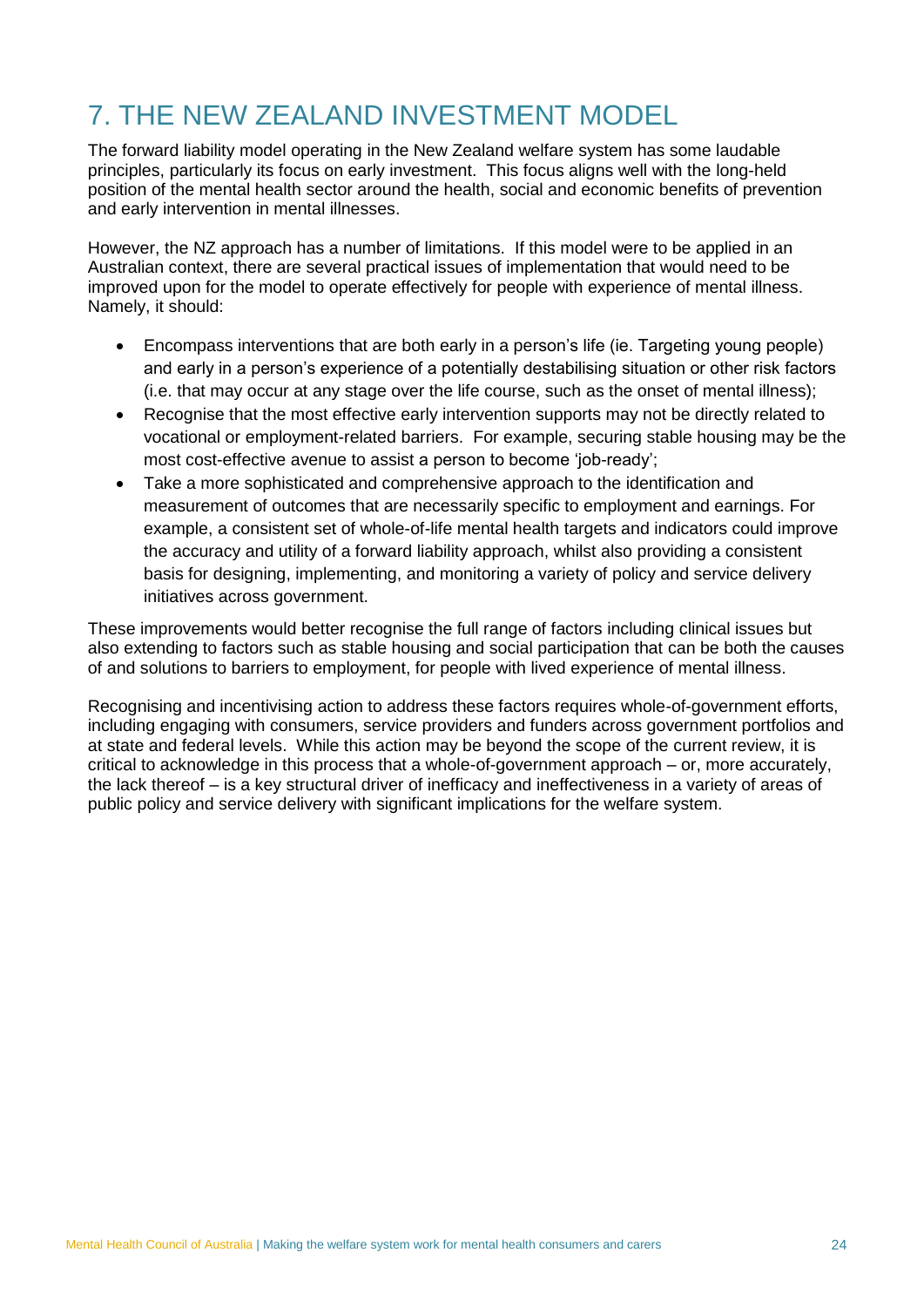# 7. THE NEW ZEALAND INVESTMENT MODEL

The forward liability model operating in the New Zealand welfare system has some laudable principles, particularly its focus on early investment. This focus aligns well with the long-held position of the mental health sector around the health, social and economic benefits of prevention and early intervention in mental illnesses.

However, the NZ approach has a number of limitations. If this model were to be applied in an Australian context, there are several practical issues of implementation that would need to be improved upon for the model to operate effectively for people with experience of mental illness. Namely, it should:

- Encompass interventions that are both early in a person's life (ie. Targeting young people) and early in a person's experience of a potentially destabilising situation or other risk factors (i.e. that may occur at any stage over the life course, such as the onset of mental illness);
- Recognise that the most effective early intervention supports may not be directly related to vocational or employment-related barriers. For example, securing stable housing may be the most cost-effective avenue to assist a person to become 'job-ready';
- Take a more sophisticated and comprehensive approach to the identification and measurement of outcomes that are necessarily specific to employment and earnings. For example, a consistent set of whole-of-life mental health targets and indicators could improve the accuracy and utility of a forward liability approach, whilst also providing a consistent basis for designing, implementing, and monitoring a variety of policy and service delivery initiatives across government.

These improvements would better recognise the full range of factors including clinical issues but also extending to factors such as stable housing and social participation that can be both the causes of and solutions to barriers to employment, for people with lived experience of mental illness.

Recognising and incentivising action to address these factors requires whole-of-government efforts, including engaging with consumers, service providers and funders across government portfolios and at state and federal levels. While this action may be beyond the scope of the current review, it is critical to acknowledge in this process that a whole-of-government approach – or, more accurately, the lack thereof – is a key structural driver of inefficacy and ineffectiveness in a variety of areas of public policy and service delivery with significant implications for the welfare system.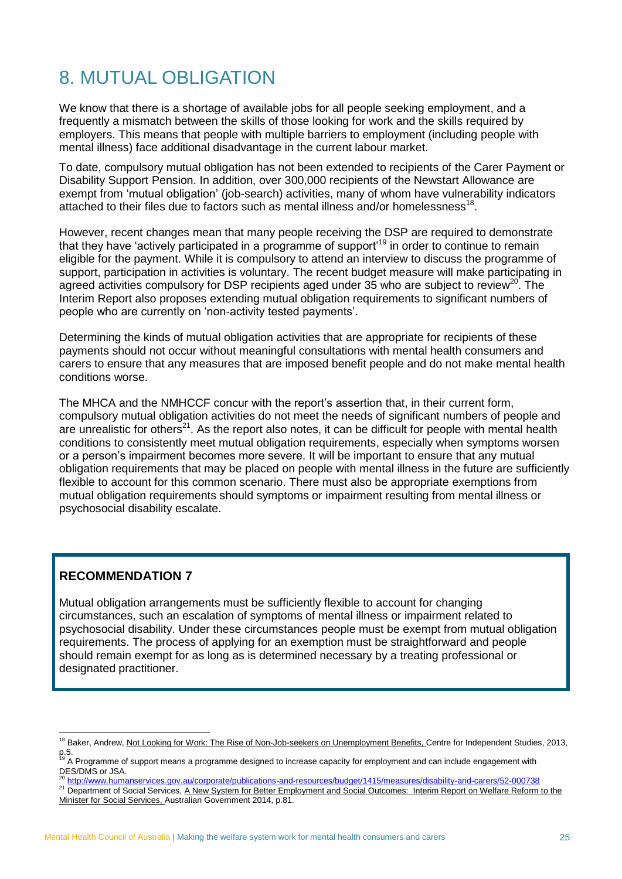# 8. MUTUAL OBLIGATION

We know that there is a shortage of available jobs for all people seeking employment, and a frequently a mismatch between the skills of those looking for work and the skills required by employers. This means that people with multiple barriers to employment (including people with mental illness) face additional disadvantage in the current labour market.

To date, compulsory mutual obligation has not been extended to recipients of the Carer Payment or Disability Support Pension. In addition, over 300,000 recipients of the Newstart Allowance are exempt from 'mutual obligation' (job-search) activities, many of whom have vulnerability indicators attached to their files due to factors such as mental illness and/or homelessness[18].

However, recent changes mean that many people receiving the DSP are required to demonstrate that they have 'actively participated in a programme of support'[19] in order to continue to remain eligible for the payment. While it is compulsory to attend an interview to discuss the programme of support, participation in activities is voluntary. The recent budget measure will make participating in agreed activities compulsory for DSP recipients aged under 35 who are subject to review[20]. The Interim Report also proposes extending mutual obligation requirements to significant numbers of people who are currently on 'non-activity tested payments'.

Determining the kinds of mutual obligation activities that are appropriate for recipients of these payments should not occur without meaningful consultations with mental health consumers and carers to ensure that any measures that are imposed benefit people and do not make mental health conditions worse.

The MHCA and the NMHCCF concur with the report's assertion that, in their current form, compulsory mutual obligation activities do not meet the needs of significant numbers of people and are unrealistic for others[21]. As the report also notes, it can be difficult for people with mental health conditions to consistently meet mutual obligation requirements, especially when symptoms worsen or a person's impairment becomes more severe. It will be important to ensure that any mutual obligation requirements that may be placed on people with mental illness in the future are sufficiently flexible to account for this common scenario. There must also be appropriate exemptions from mutual obligation requirements should symptoms or impairment resulting from mental illness or psychosocial disability escalate.

**RECOMMENDATION 7**

Mutual obligation arrangements must be sufficiently flexible to account for changing circumstances, such an escalation of symptoms of mental illness or impairment related to psychosocial disability. Under these circumstances people must be exempt from mutual obligation requirements. The process of applying for an exemption must be straightforward and people should remain exempt for as long as is determined necessary by a treating professional or designated practitioner.

---

[18] Baker, Andrew, Not Looking for Work: The Rise of Non-Job-seekers on Unemployment Benefits, Centre for Independent Studies, 2013, p.5.

[19] A Programme of support means a programme designed to increase capacity for employment and can include engagement with DES/DMS or JSA.

[20] http://www.humanservices.gov.au/corporate/publications-and-resources/budget/1415/measures/disability-and-carers/52-000738

[21] Department of Social Services, A New System for Better Employment and Social Outcomes: Interim Report on Welfare Reform to the Minister for Social Services, Australian Government 2014, p.81.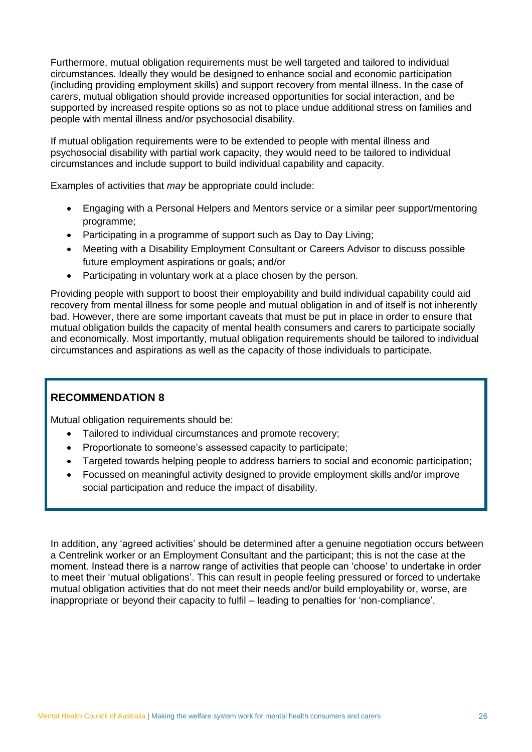Furthermore, mutual obligation requirements must be well targeted and tailored to individual circumstances. Ideally they would be designed to enhance social and economic participation (including providing employment skills) and support recovery from mental illness. In the case of carers, mutual obligation should provide increased opportunities for social interaction, and be supported by increased respite options so as not to place undue additional stress on families and people with mental illness and/or psychosocial disability.

If mutual obligation requirements were to be extended to people with mental illness and psychosocial disability with partial work capacity, they would need to be tailored to individual circumstances and include support to build individual capability and capacity.

Examples of activities that *may* be appropriate could include:

- Engaging with a Personal Helpers and Mentors service or a similar peer support/mentoring programme;
- Participating in a programme of support such as Day to Day Living;
- Meeting with a Disability Employment Consultant or Careers Advisor to discuss possible future employment aspirations or goals; and/or
- Participating in voluntary work at a place chosen by the person.

Providing people with support to boost their employability and build individual capability could aid recovery from mental illness for some people and mutual obligation in and of itself is not inherently bad. However, there are some important caveats that must be put in place in order to ensure that mutual obligation builds the capacity of mental health consumers and carers to participate socially and economically. Most importantly, mutual obligation requirements should be tailored to individual circumstances and aspirations as well as the capacity of those individuals to participate.

**RECOMMENDATION 8**

Mutual obligation requirements should be:

- Tailored to individual circumstances and promote recovery;
- Proportionate to someone's assessed capacity to participate;
- Targeted towards helping people to address barriers to social and economic participation;
- Focussed on meaningful activity designed to provide employment skills and/or improve social participation and reduce the impact of disability.

In addition, any 'agreed activities' should be determined after a genuine negotiation occurs between a Centrelink worker or an Employment Consultant and the participant; this is not the case at the moment. Instead there is a narrow range of activities that people can 'choose' to undertake in order to meet their 'mutual obligations'. This can result in people feeling pressured or forced to undertake mutual obligation activities that do not meet their needs and/or build employability or, worse, are inappropriate or beyond their capacity to fulfil – leading to penalties for 'non-compliance'.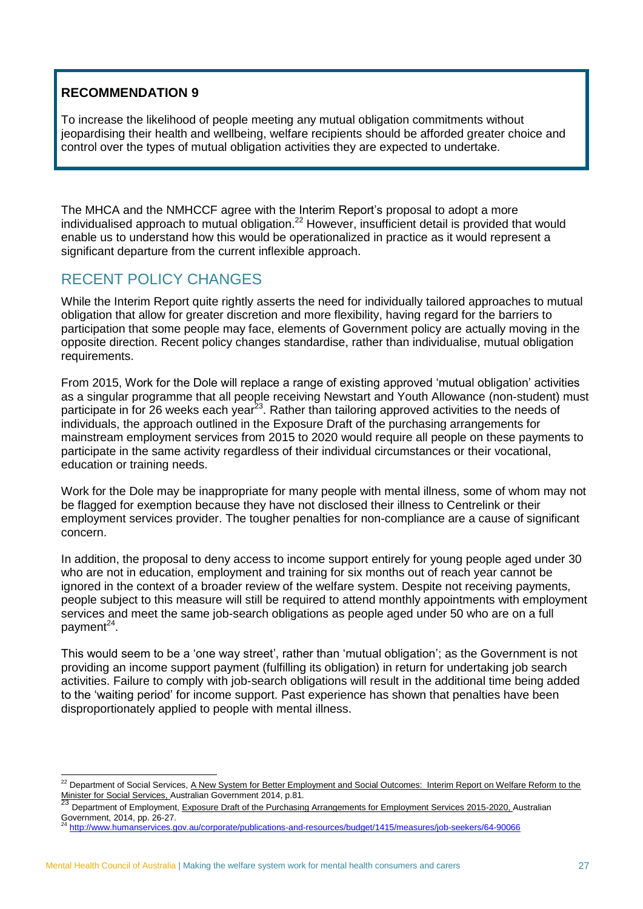> **RECOMMENDATION 9**
>
> To increase the likelihood of people meeting any mutual obligation commitments without jeopardising their health and wellbeing, welfare recipients should be afforded greater choice and control over the types of mutual obligation activities they are expected to undertake.

The MHCA and the NMHCCF agree with the Interim Report's proposal to adopt a more individualised approach to mutual obligation.[22] However, insufficient detail is provided that would enable us to understand how this would be operationalized in practice as it would represent a significant departure from the current inflexible approach.

## RECENT POLICY CHANGES

While the Interim Report quite rightly asserts the need for individually tailored approaches to mutual obligation that allow for greater discretion and more flexibility, having regard for the barriers to participation that some people may face, elements of Government policy are actually moving in the opposite direction. Recent policy changes standardise, rather than individualise, mutual obligation requirements.

From 2015, Work for the Dole will replace a range of existing approved 'mutual obligation' activities as a singular programme that all people receiving Newstart and Youth Allowance (non-student) must participate in for 26 weeks each year[23]. Rather than tailoring approved activities to the needs of individuals, the approach outlined in the Exposure Draft of the purchasing arrangements for mainstream employment services from 2015 to 2020 would require all people on these payments to participate in the same activity regardless of their individual circumstances or their vocational, education or training needs.

Work for the Dole may be inappropriate for many people with mental illness, some of whom may not be flagged for exemption because they have not disclosed their illness to Centrelink or their employment services provider. The tougher penalties for non-compliance are a cause of significant concern.

In addition, the proposal to deny access to income support entirely for young people aged under 30 who are not in education, employment and training for six months out of reach year cannot be ignored in the context of a broader review of the welfare system. Despite not receiving payments, people subject to this measure will still be required to attend monthly appointments with employment services and meet the same job-search obligations as people aged under 50 who are on a full payment[24].

This would seem to be a 'one way street', rather than 'mutual obligation'; as the Government is not providing an income support payment (fulfilling its obligation) in return for undertaking job search activities. Failure to comply with job-search obligations will result in the additional time being added to the 'waiting period' for income support. Past experience has shown that penalties have been disproportionately applied to people with mental illness.

---

[22] Department of Social Services, A New System for Better Employment and Social Outcomes: Interim Report on Welfare Reform to the Minister for Social Services, Australian Government 2014, p.81.

[23] Department of Employment, Exposure Draft of the Purchasing Arrangements for Employment Services 2015-2020, Australian Government, 2014, pp. 26-27.

[24] http://www.humanservices.gov.au/corporate/publications-and-resources/budget/1415/measures/job-seekers/64-90066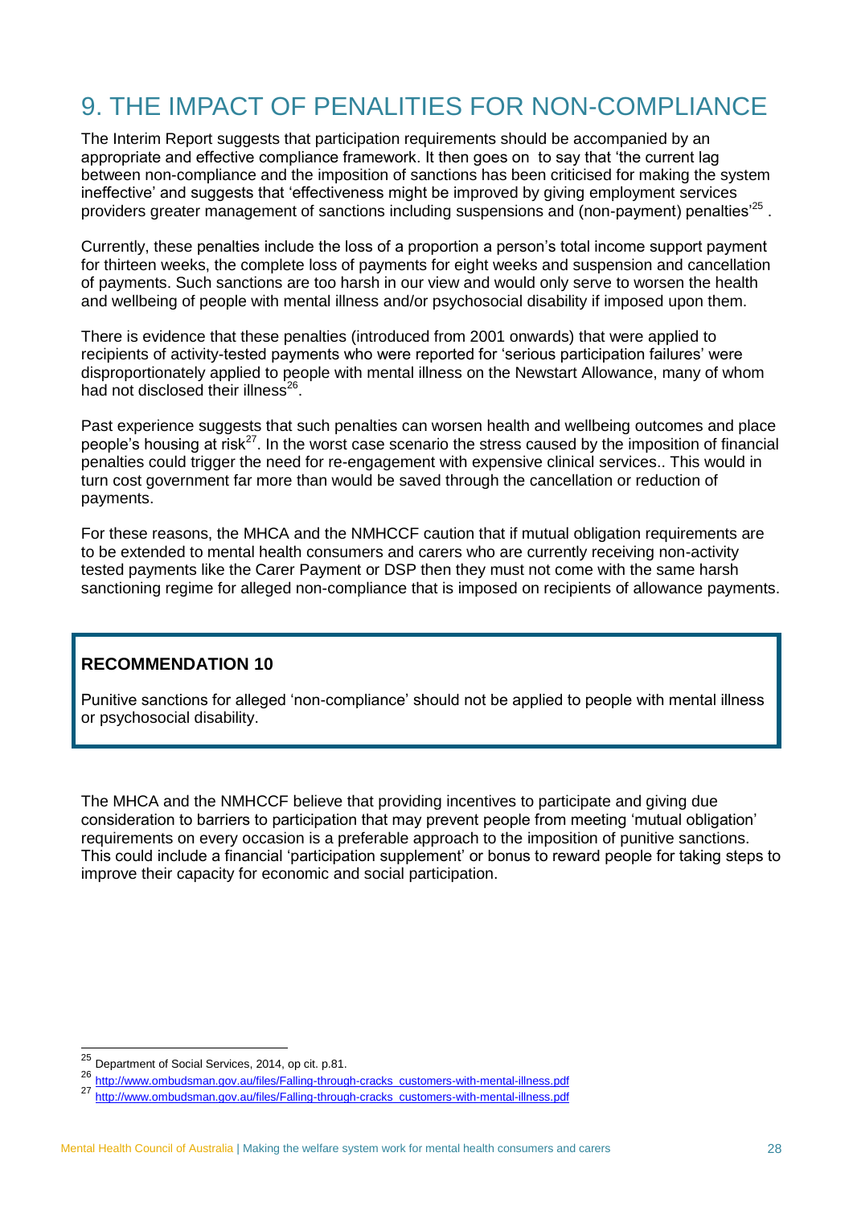# 9. THE IMPACT OF PENALITIES FOR NON-COMPLIANCE

The Interim Report suggests that participation requirements should be accompanied by an appropriate and effective compliance framework. It then goes on to say that 'the current lag between non-compliance and the imposition of sanctions has been criticised for making the system ineffective' and suggests that 'effectiveness might be improved by giving employment services providers greater management of sanctions including suspensions and (non-payment) penalties'[25] .

Currently, these penalties include the loss of a proportion a person's total income support payment for thirteen weeks, the complete loss of payments for eight weeks and suspension and cancellation of payments. Such sanctions are too harsh in our view and would only serve to worsen the health and wellbeing of people with mental illness and/or psychosocial disability if imposed upon them.

There is evidence that these penalties (introduced from 2001 onwards) that were applied to recipients of activity-tested payments who were reported for 'serious participation failures' were disproportionately applied to people with mental illness on the Newstart Allowance, many of whom had not disclosed their illness[26].

Past experience suggests that such penalties can worsen health and wellbeing outcomes and place people's housing at risk[27]. In the worst case scenario the stress caused by the imposition of financial penalties could trigger the need for re-engagement with expensive clinical services.. This would in turn cost government far more than would be saved through the cancellation or reduction of payments.

For these reasons, the MHCA and the NMHCCF caution that if mutual obligation requirements are to be extended to mental health consumers and carers who are currently receiving non-activity tested payments like the Carer Payment or DSP then they must not come with the same harsh sanctioning regime for alleged non-compliance that is imposed on recipients of allowance payments.

**RECOMMENDATION 10**

Punitive sanctions for alleged 'non-compliance' should not be applied to people with mental illness or psychosocial disability.

The MHCA and the NMHCCF believe that providing incentives to participate and giving due consideration to barriers to participation that may prevent people from meeting 'mutual obligation' requirements on every occasion is a preferable approach to the imposition of punitive sanctions. This could include a financial 'participation supplement' or bonus to reward people for taking steps to improve their capacity for economic and social participation.

[25] Department of Social Services, 2014, op cit. p.81.

[26] http://www.ombudsman.gov.au/files/Falling-through-cracks_customers-with-mental-illness.pdf

[27] http://www.ombudsman.gov.au/files/Falling-through-cracks_customers-with-mental-illness.pdf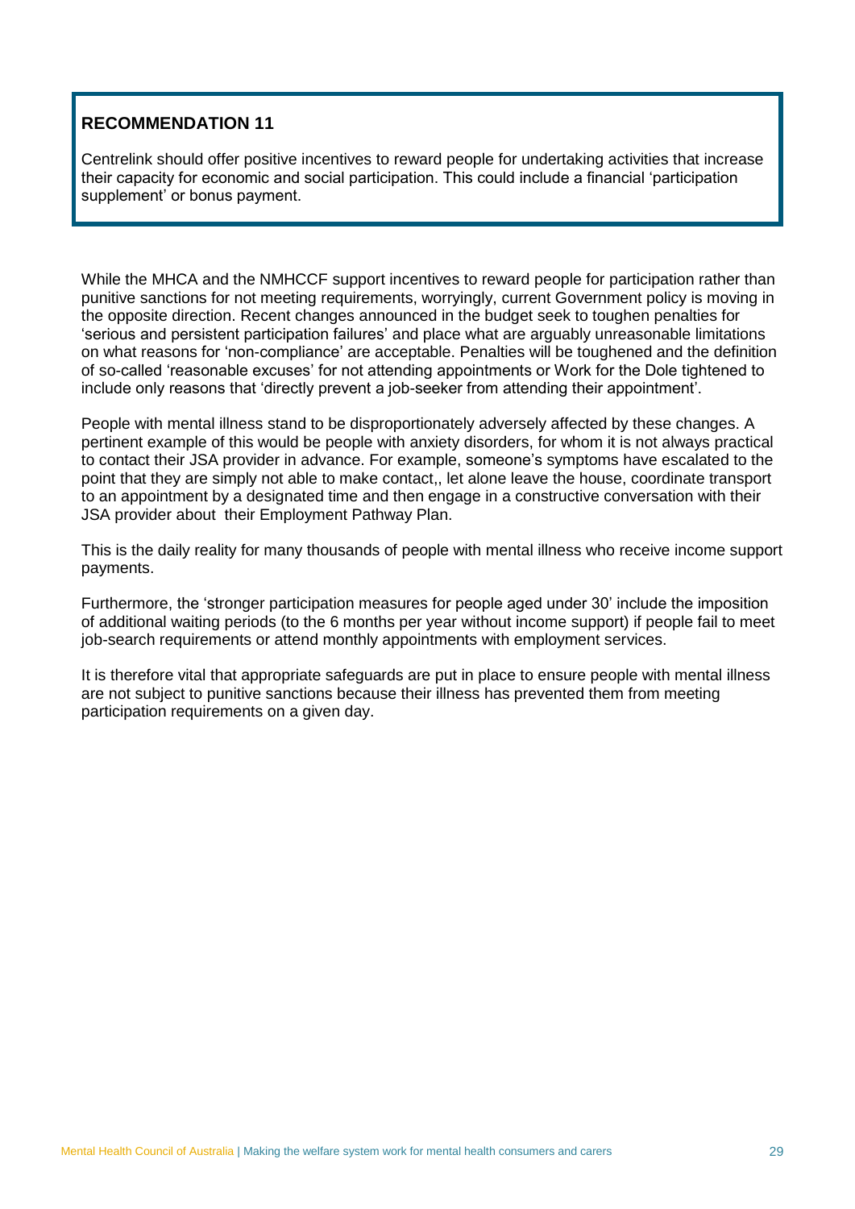**RECOMMENDATION 11**

Centrelink should offer positive incentives to reward people for undertaking activities that increase their capacity for economic and social participation. This could include a financial 'participation supplement' or bonus payment.

While the MHCA and the NMHCCF support incentives to reward people for participation rather than punitive sanctions for not meeting requirements, worryingly, current Government policy is moving in the opposite direction. Recent changes announced in the budget seek to toughen penalties for 'serious and persistent participation failures' and place what are arguably unreasonable limitations on what reasons for 'non-compliance' are acceptable. Penalties will be toughened and the definition of so-called 'reasonable excuses' for not attending appointments or Work for the Dole tightened to include only reasons that 'directly prevent a job-seeker from attending their appointment'.

People with mental illness stand to be disproportionately adversely affected by these changes. A pertinent example of this would be people with anxiety disorders, for whom it is not always practical to contact their JSA provider in advance. For example, someone's symptoms have escalated to the point that they are simply not able to make contact,, let alone leave the house, coordinate transport to an appointment by a designated time and then engage in a constructive conversation with their JSA provider about their Employment Pathway Plan.

This is the daily reality for many thousands of people with mental illness who receive income support payments.

Furthermore, the 'stronger participation measures for people aged under 30' include the imposition of additional waiting periods (to the 6 months per year without income support) if people fail to meet job-search requirements or attend monthly appointments with employment services.

It is therefore vital that appropriate safeguards are put in place to ensure people with mental illness are not subject to punitive sanctions because their illness has prevented them from meeting participation requirements on a given day.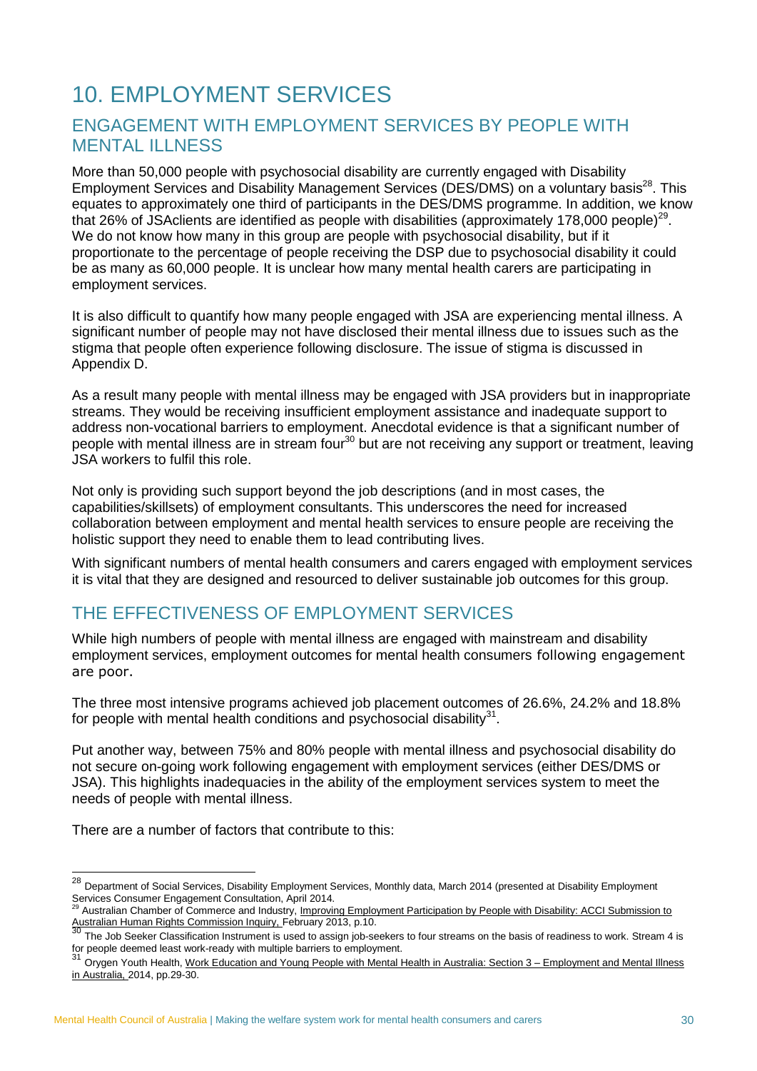# 10. EMPLOYMENT SERVICES

## ENGAGEMENT WITH EMPLOYMENT SERVICES BY PEOPLE WITH MENTAL ILLNESS

More than 50,000 people with psychosocial disability are currently engaged with Disability Employment Services and Disability Management Services (DES/DMS) on a voluntary basis[28]. This equates to approximately one third of participants in the DES/DMS programme. In addition, we know that 26% of JSAclients are identified as people with disabilities (approximately 178,000 people)[29]. We do not know how many in this group are people with psychosocial disability, but if it proportionate to the percentage of people receiving the DSP due to psychosocial disability it could be as many as 60,000 people. It is unclear how many mental health carers are participating in employment services.

It is also difficult to quantify how many people engaged with JSA are experiencing mental illness. A significant number of people may not have disclosed their mental illness due to issues such as the stigma that people often experience following disclosure. The issue of stigma is discussed in Appendix D.

As a result many people with mental illness may be engaged with JSA providers but in inappropriate streams. They would be receiving insufficient employment assistance and inadequate support to address non-vocational barriers to employment. Anecdotal evidence is that a significant number of people with mental illness are in stream four[30] but are not receiving any support or treatment, leaving JSA workers to fulfil this role.

Not only is providing such support beyond the job descriptions (and in most cases, the capabilities/skillsets) of employment consultants. This underscores the need for increased collaboration between employment and mental health services to ensure people are receiving the holistic support they need to enable them to lead contributing lives.

With significant numbers of mental health consumers and carers engaged with employment services it is vital that they are designed and resourced to deliver sustainable job outcomes for this group.

## THE EFFECTIVENESS OF EMPLOYMENT SERVICES

While high numbers of people with mental illness are engaged with mainstream and disability employment services, employment outcomes for mental health consumers following engagement are poor.

The three most intensive programs achieved job placement outcomes of 26.6%, 24.2% and 18.8% for people with mental health conditions and psychosocial disability[31].

Put another way, between 75% and 80% people with mental illness and psychosocial disability do not secure on-going work following engagement with employment services (either DES/DMS or JSA). This highlights inadequacies in the ability of the employment services system to meet the needs of people with mental illness.

There are a number of factors that contribute to this:

---

[28] Department of Social Services, Disability Employment Services, Monthly data, March 2014 (presented at Disability Employment Services Consumer Engagement Consultation, April 2014.

[29] Australian Chamber of Commerce and Industry, Improving Employment Participation by People with Disability: ACCI Submission to Australian Human Rights Commission Inquiry, February 2013, p.10.

[30] The Job Seeker Classification Instrument is used to assign job-seekers to four streams on the basis of readiness to work. Stream 4 is for people deemed least work-ready with multiple barriers to employment.

[31] Orygen Youth Health, Work Education and Young People with Mental Health in Australia: Section 3 – Employment and Mental Illness in Australia, 2014, pp.29-30.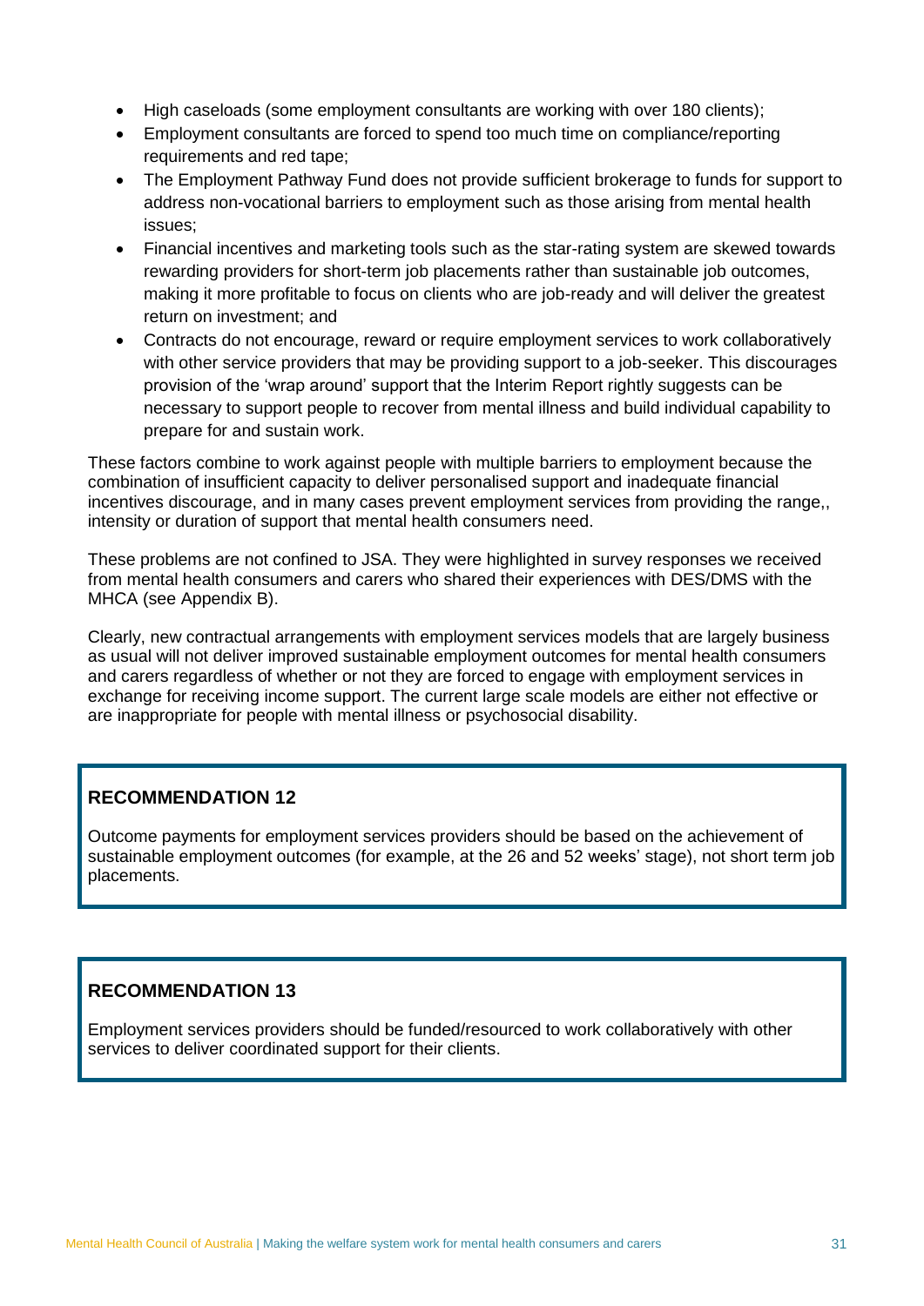- High caseloads (some employment consultants are working with over 180 clients);
- Employment consultants are forced to spend too much time on compliance/reporting requirements and red tape;
- The Employment Pathway Fund does not provide sufficient brokerage to funds for support to address non-vocational barriers to employment such as those arising from mental health issues;
- Financial incentives and marketing tools such as the star-rating system are skewed towards rewarding providers for short-term job placements rather than sustainable job outcomes, making it more profitable to focus on clients who are job-ready and will deliver the greatest return on investment; and
- Contracts do not encourage, reward or require employment services to work collaboratively with other service providers that may be providing support to a job-seeker. This discourages provision of the 'wrap around' support that the Interim Report rightly suggests can be necessary to support people to recover from mental illness and build individual capability to prepare for and sustain work.

These factors combine to work against people with multiple barriers to employment because the combination of insufficient capacity to deliver personalised support and inadequate financial incentives discourage, and in many cases prevent employment services from providing the range,, intensity or duration of support that mental health consumers need.

These problems are not confined to JSA. They were highlighted in survey responses we received from mental health consumers and carers who shared their experiences with DES/DMS with the MHCA (see Appendix B).

Clearly, new contractual arrangements with employment services models that are largely business as usual will not deliver improved sustainable employment outcomes for mental health consumers and carers regardless of whether or not they are forced to engage with employment services in exchange for receiving income support. The current large scale models are either not effective or are inappropriate for people with mental illness or psychosocial disability.

**RECOMMENDATION 12**

Outcome payments for employment services providers should be based on the achievement of sustainable employment outcomes (for example, at the 26 and 52 weeks' stage), not short term job placements.

**RECOMMENDATION 13**

Employment services providers should be funded/resourced to work collaboratively with other services to deliver coordinated support for their clients.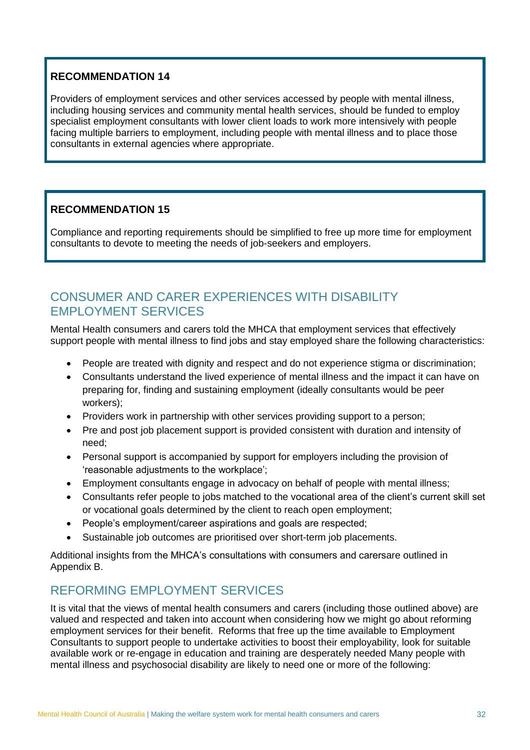**RECOMMENDATION 14**

Providers of employment services and other services accessed by people with mental illness, including housing services and community mental health services, should be funded to employ specialist employment consultants with lower client loads to work more intensively with people facing multiple barriers to employment, including people with mental illness and to place those consultants in external agencies where appropriate.

**RECOMMENDATION 15**

Compliance and reporting requirements should be simplified to free up more time for employment consultants to devote to meeting the needs of job-seekers and employers.

## CONSUMER AND CARER EXPERIENCES WITH DISABILITY EMPLOYMENT SERVICES

Mental Health consumers and carers told the MHCA that employment services that effectively support people with mental illness to find jobs and stay employed share the following characteristics:

- People are treated with dignity and respect and do not experience stigma or discrimination;
- Consultants understand the lived experience of mental illness and the impact it can have on preparing for, finding and sustaining employment (ideally consultants would be peer workers);
- Providers work in partnership with other services providing support to a person;
- Pre and post job placement support is provided consistent with duration and intensity of need;
- Personal support is accompanied by support for employers including the provision of 'reasonable adjustments to the workplace';
- Employment consultants engage in advocacy on behalf of people with mental illness;
- Consultants refer people to jobs matched to the vocational area of the client's current skill set or vocational goals determined by the client to reach open employment;
- People's employment/career aspirations and goals are respected;
- Sustainable job outcomes are prioritised over short-term job placements.

Additional insights from the MHCA's consultations with consumers and carersare outlined in Appendix B.

## REFORMING EMPLOYMENT SERVICES

It is vital that the views of mental health consumers and carers (including those outlined above) are valued and respected and taken into account when considering how we might go about reforming employment services for their benefit. Reforms that free up the time available to Employment Consultants to support people to undertake activities to boost their employability, look for suitable available work or re-engage in education and training are desperately needed Many people with mental illness and psychosocial disability are likely to need one or more of the following: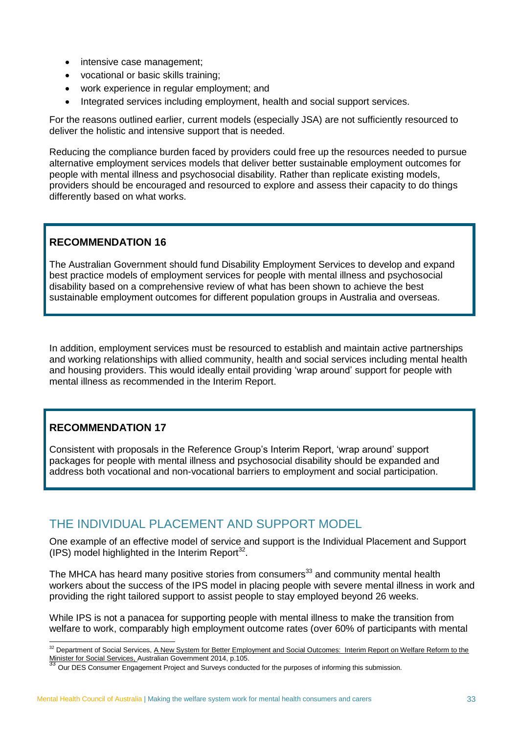- intensive case management;
- vocational or basic skills training;
- work experience in regular employment; and
- Integrated services including employment, health and social support services.

For the reasons outlined earlier, current models (especially JSA) are not sufficiently resourced to deliver the holistic and intensive support that is needed.

Reducing the compliance burden faced by providers could free up the resources needed to pursue alternative employment services models that deliver better sustainable employment outcomes for people with mental illness and psychosocial disability. Rather than replicate existing models, providers should be encouraged and resourced to explore and assess their capacity to do things differently based on what works.

> **RECOMMENDATION 16**
>
> The Australian Government should fund Disability Employment Services to develop and expand best practice models of employment services for people with mental illness and psychosocial disability based on a comprehensive review of what has been shown to achieve the best sustainable employment outcomes for different population groups in Australia and overseas.

In addition, employment services must be resourced to establish and maintain active partnerships and working relationships with allied community, health and social services including mental health and housing providers. This would ideally entail providing 'wrap around' support for people with mental illness as recommended in the Interim Report.

> **RECOMMENDATION 17**
>
> Consistent with proposals in the Reference Group's Interim Report, 'wrap around' support packages for people with mental illness and psychosocial disability should be expanded and address both vocational and non-vocational barriers to employment and social participation.

## THE INDIVIDUAL PLACEMENT AND SUPPORT MODEL

One example of an effective model of service and support is the Individual Placement and Support (IPS) model highlighted in the Interim Report[32].

The MHCA has heard many positive stories from consumers[33] and community mental health workers about the success of the IPS model in placing people with severe mental illness in work and providing the right tailored support to assist people to stay employed beyond 26 weeks.

While IPS is not a panacea for supporting people with mental illness to make the transition from welfare to work, comparably high employment outcome rates (over 60% of participants with mental

---

[32] Department of Social Services, A New System for Better Employment and Social Outcomes: Interim Report on Welfare Reform to the Minister for Social Services, Australian Government 2014, p.105.

[33] Our DES Consumer Engagement Project and Surveys conducted for the purposes of informing this submission.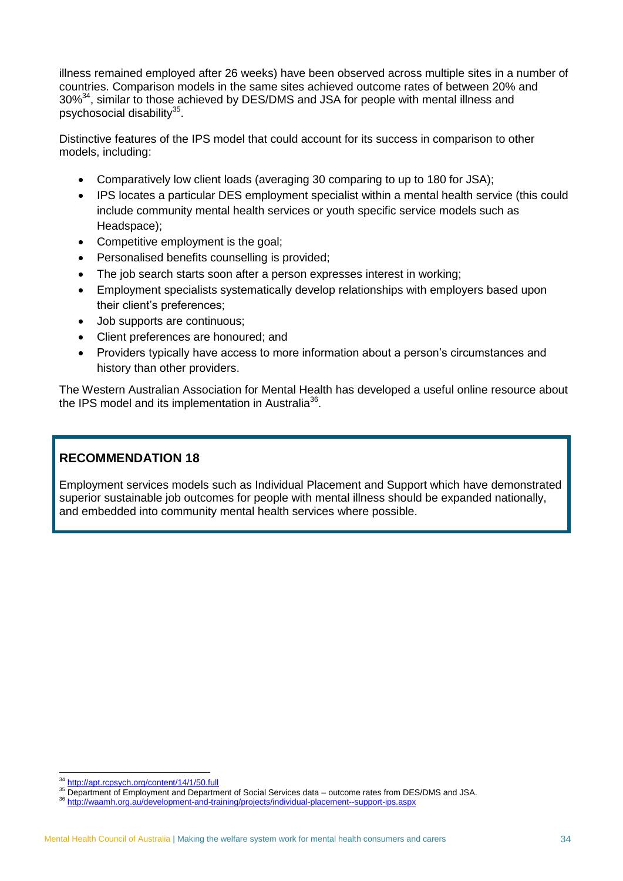illness remained employed after 26 weeks) have been observed across multiple sites in a number of countries. Comparison models in the same sites achieved outcome rates of between 20% and 30%[34], similar to those achieved by DES/DMS and JSA for people with mental illness and psychosocial disability[35].

Distinctive features of the IPS model that could account for its success in comparison to other models, including:

- Comparatively low client loads (averaging 30 comparing to up to 180 for JSA);
- IPS locates a particular DES employment specialist within a mental health service (this could include community mental health services or youth specific service models such as Headspace);
- Competitive employment is the goal;
- Personalised benefits counselling is provided;
- The job search starts soon after a person expresses interest in working;
- Employment specialists systematically develop relationships with employers based upon their client's preferences;
- Job supports are continuous;
- Client preferences are honoured; and
- Providers typically have access to more information about a person's circumstances and history than other providers.

The Western Australian Association for Mental Health has developed a useful online resource about the IPS model and its implementation in Australia[36].

### RECOMMENDATION 18

Employment services models such as Individual Placement and Support which have demonstrated superior sustainable job outcomes for people with mental illness should be expanded nationally, and embedded into community mental health services where possible.

---

[34] http://apt.rcpsych.org/content/14/1/50.full

[35] Department of Employment and Department of Social Services data – outcome rates from DES/DMS and JSA.

[36] http://waamh.org.au/development-and-training/projects/individual-placement--support-ips.aspx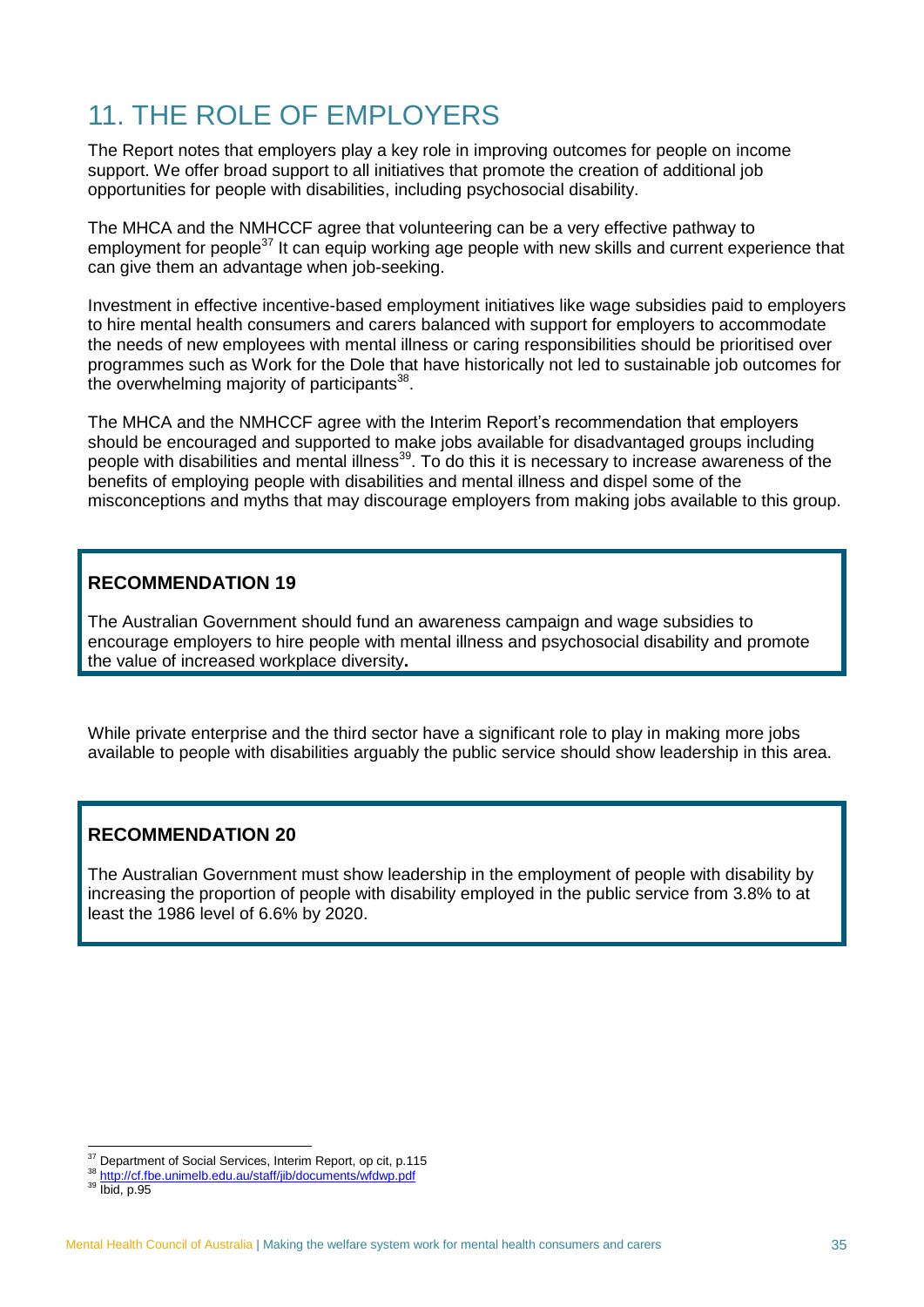# 11. THE ROLE OF EMPLOYERS

The Report notes that employers play a key role in improving outcomes for people on income support. We offer broad support to all initiatives that promote the creation of additional job opportunities for people with disabilities, including psychosocial disability.

The MHCA and the NMHCCF agree that volunteering can be a very effective pathway to employment for people[37] It can equip working age people with new skills and current experience that can give them an advantage when job-seeking.

Investment in effective incentive-based employment initiatives like wage subsidies paid to employers to hire mental health consumers and carers balanced with support for employers to accommodate the needs of new employees with mental illness or caring responsibilities should be prioritised over programmes such as Work for the Dole that have historically not led to sustainable job outcomes for the overwhelming majority of participants[38].

The MHCA and the NMHCCF agree with the Interim Report's recommendation that employers should be encouraged and supported to make jobs available for disadvantaged groups including people with disabilities and mental illness[39]. To do this it is necessary to increase awareness of the benefits of employing people with disabilities and mental illness and dispel some of the misconceptions and myths that may discourage employers from making jobs available to this group.

> **RECOMMENDATION 19**
>
> The Australian Government should fund an awareness campaign and wage subsidies to encourage employers to hire people with mental illness and psychosocial disability and promote the value of increased workplace diversity**.**

While private enterprise and the third sector have a significant role to play in making more jobs available to people with disabilities arguably the public service should show leadership in this area.

> **RECOMMENDATION 20**
>
> The Australian Government must show leadership in the employment of people with disability by increasing the proportion of people with disability employed in the public service from 3.8% to at least the 1986 level of 6.6% by 2020.

---

[37] Department of Social Services, Interim Report, op cit, p.115

[38] http://cf.fbe.unimelb.edu.au/staff/jib/documents/wfdwp.pdf

[39] Ibid, p.95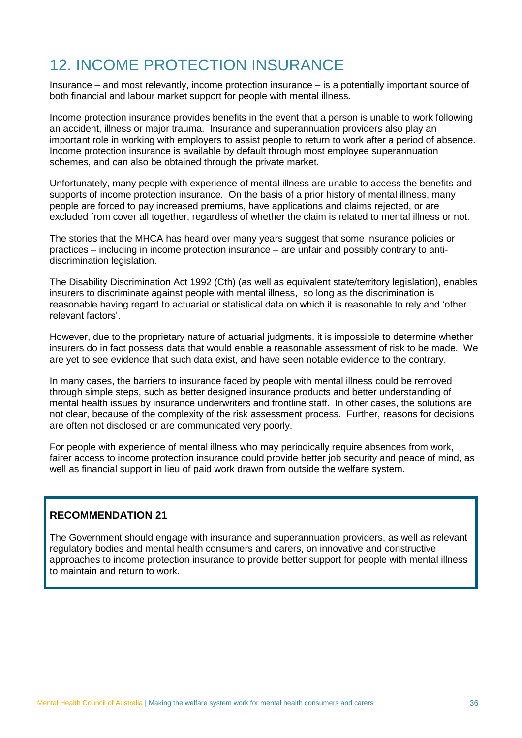# 12. INCOME PROTECTION INSURANCE

Insurance – and most relevantly, income protection insurance – is a potentially important source of both financial and labour market support for people with mental illness.

Income protection insurance provides benefits in the event that a person is unable to work following an accident, illness or major trauma. Insurance and superannuation providers also play an important role in working with employers to assist people to return to work after a period of absence. Income protection insurance is available by default through most employee superannuation schemes, and can also be obtained through the private market.

Unfortunately, many people with experience of mental illness are unable to access the benefits and supports of income protection insurance. On the basis of a prior history of mental illness, many people are forced to pay increased premiums, have applications and claims rejected, or are excluded from cover all together, regardless of whether the claim is related to mental illness or not.

The stories that the MHCA has heard over many years suggest that some insurance policies or practices – including in income protection insurance – are unfair and possibly contrary to anti-discrimination legislation.

The Disability Discrimination Act 1992 (Cth) (as well as equivalent state/territory legislation), enables insurers to discriminate against people with mental illness, so long as the discrimination is reasonable having regard to actuarial or statistical data on which it is reasonable to rely and 'other relevant factors'.

However, due to the proprietary nature of actuarial judgments, it is impossible to determine whether insurers do in fact possess data that would enable a reasonable assessment of risk to be made. We are yet to see evidence that such data exist, and have seen notable evidence to the contrary.

In many cases, the barriers to insurance faced by people with mental illness could be removed through simple steps, such as better designed insurance products and better understanding of mental health issues by insurance underwriters and frontline staff. In other cases, the solutions are not clear, because of the complexity of the risk assessment process. Further, reasons for decisions are often not disclosed or are communicated very poorly.

For people with experience of mental illness who may periodically require absences from work, fairer access to income protection insurance could provide better job security and peace of mind, as well as financial support in lieu of paid work drawn from outside the welfare system.

**RECOMMENDATION 21**

The Government should engage with insurance and superannuation providers, as well as relevant regulatory bodies and mental health consumers and carers, on innovative and constructive approaches to income protection insurance to provide better support for people with mental illness to maintain and return to work.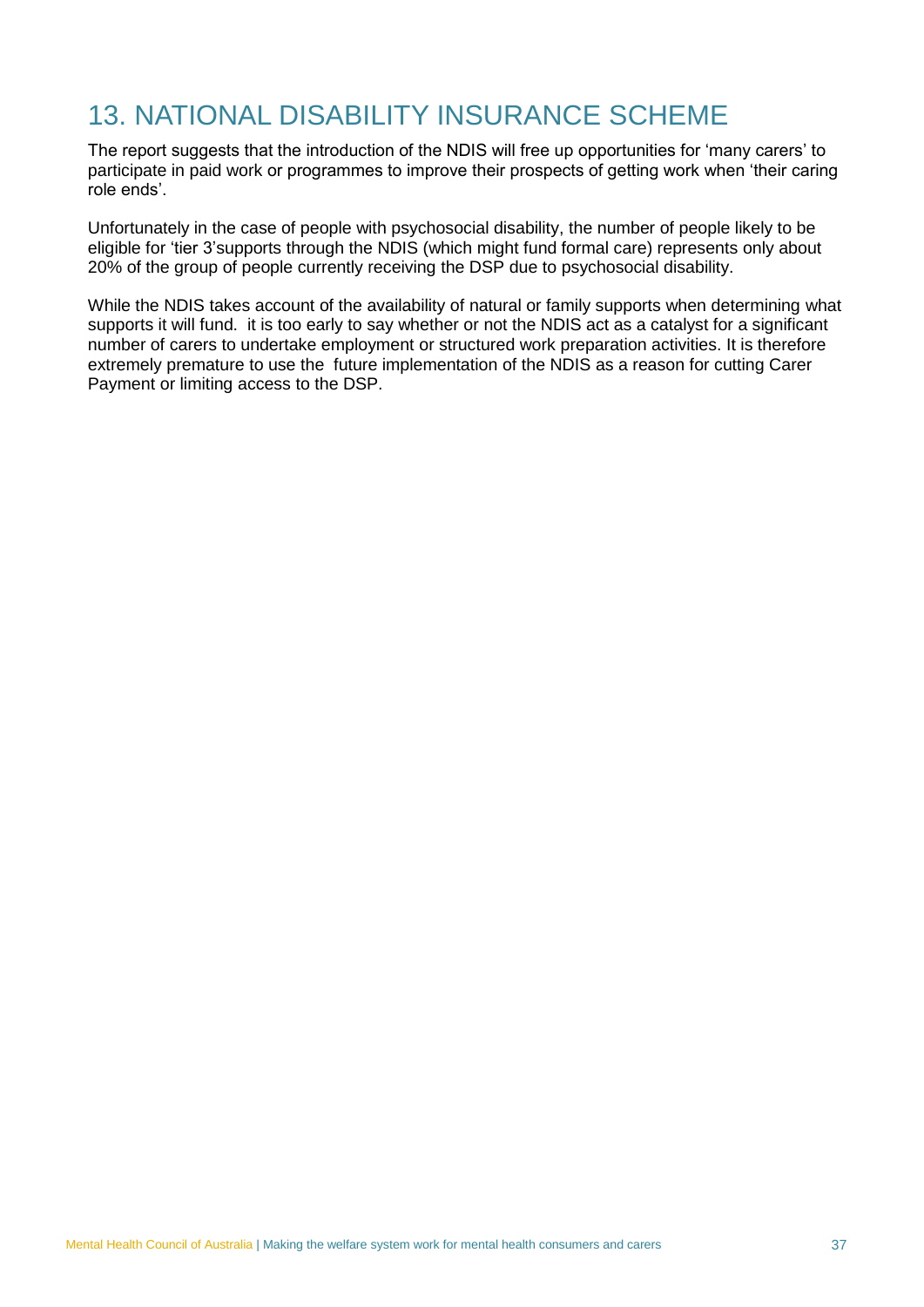# 13. NATIONAL DISABILITY INSURANCE SCHEME

The report suggests that the introduction of the NDIS will free up opportunities for 'many carers' to participate in paid work or programmes to improve their prospects of getting work when 'their caring role ends'.

Unfortunately in the case of people with psychosocial disability, the number of people likely to be eligible for 'tier 3'supports through the NDIS (which might fund formal care) represents only about 20% of the group of people currently receiving the DSP due to psychosocial disability.

While the NDIS takes account of the availability of natural or family supports when determining what supports it will fund. it is too early to say whether or not the NDIS act as a catalyst for a significant number of carers to undertake employment or structured work preparation activities. It is therefore extremely premature to use the future implementation of the NDIS as a reason for cutting Carer Payment or limiting access to the DSP.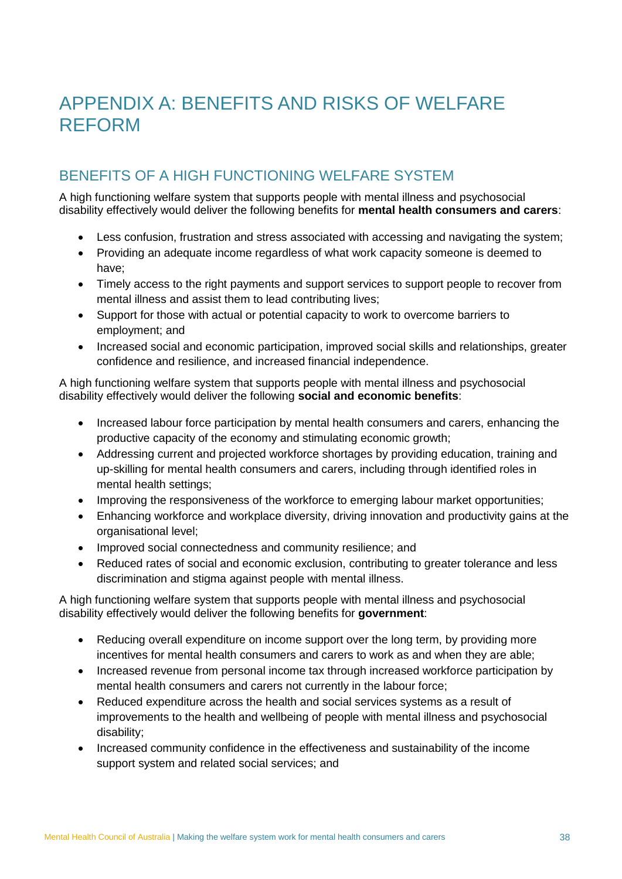# APPENDIX A: BENEFITS AND RISKS OF WELFARE REFORM

## BENEFITS OF A HIGH FUNCTIONING WELFARE SYSTEM

A high functioning welfare system that supports people with mental illness and psychosocial disability effectively would deliver the following benefits for **mental health consumers and carers**:

- Less confusion, frustration and stress associated with accessing and navigating the system;
- Providing an adequate income regardless of what work capacity someone is deemed to have;
- Timely access to the right payments and support services to support people to recover from mental illness and assist them to lead contributing lives;
- Support for those with actual or potential capacity to work to overcome barriers to employment; and
- Increased social and economic participation, improved social skills and relationships, greater confidence and resilience, and increased financial independence.

A high functioning welfare system that supports people with mental illness and psychosocial disability effectively would deliver the following **social and economic benefits**:

- Increased labour force participation by mental health consumers and carers, enhancing the productive capacity of the economy and stimulating economic growth;
- Addressing current and projected workforce shortages by providing education, training and up-skilling for mental health consumers and carers, including through identified roles in mental health settings;
- Improving the responsiveness of the workforce to emerging labour market opportunities;
- Enhancing workforce and workplace diversity, driving innovation and productivity gains at the organisational level;
- Improved social connectedness and community resilience; and
- Reduced rates of social and economic exclusion, contributing to greater tolerance and less discrimination and stigma against people with mental illness.

A high functioning welfare system that supports people with mental illness and psychosocial disability effectively would deliver the following benefits for **government**:

- Reducing overall expenditure on income support over the long term, by providing more incentives for mental health consumers and carers to work as and when they are able;
- Increased revenue from personal income tax through increased workforce participation by mental health consumers and carers not currently in the labour force;
- Reduced expenditure across the health and social services systems as a result of improvements to the health and wellbeing of people with mental illness and psychosocial disability;
- Increased community confidence in the effectiveness and sustainability of the income support system and related social services; and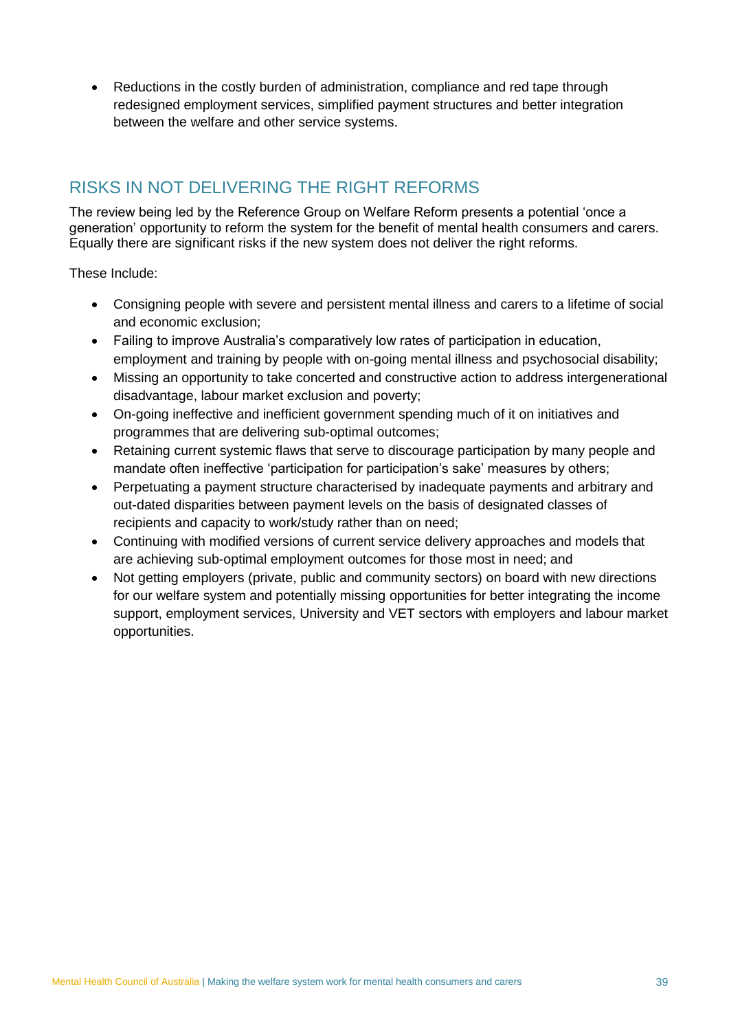- Reductions in the costly burden of administration, compliance and red tape through redesigned employment services, simplified payment structures and better integration between the welfare and other service systems.

## RISKS IN NOT DELIVERING THE RIGHT REFORMS

The review being led by the Reference Group on Welfare Reform presents a potential 'once a generation' opportunity to reform the system for the benefit of mental health consumers and carers. Equally there are significant risks if the new system does not deliver the right reforms.

These Include:

- Consigning people with severe and persistent mental illness and carers to a lifetime of social and economic exclusion;
- Failing to improve Australia's comparatively low rates of participation in education, employment and training by people with on-going mental illness and psychosocial disability;
- Missing an opportunity to take concerted and constructive action to address intergenerational disadvantage, labour market exclusion and poverty;
- On-going ineffective and inefficient government spending much of it on initiatives and programmes that are delivering sub-optimal outcomes;
- Retaining current systemic flaws that serve to discourage participation by many people and mandate often ineffective 'participation for participation's sake' measures by others;
- Perpetuating a payment structure characterised by inadequate payments and arbitrary and out-dated disparities between payment levels on the basis of designated classes of recipients and capacity to work/study rather than on need;
- Continuing with modified versions of current service delivery approaches and models that are achieving sub-optimal employment outcomes for those most in need; and
- Not getting employers (private, public and community sectors) on board with new directions for our welfare system and potentially missing opportunities for better integrating the income support, employment services, University and VET sectors with employers and labour market opportunities.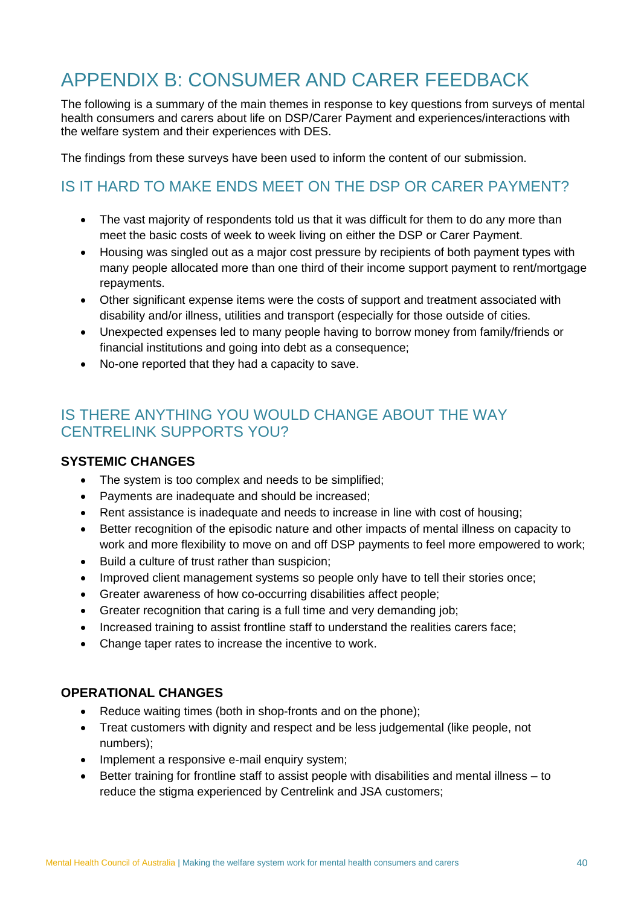# APPENDIX B: CONSUMER AND CARER FEEDBACK

The following is a summary of the main themes in response to key questions from surveys of mental health consumers and carers about life on DSP/Carer Payment and experiences/interactions with the welfare system and their experiences with DES.

The findings from these surveys have been used to inform the content of our submission.

## IS IT HARD TO MAKE ENDS MEET ON THE DSP OR CARER PAYMENT?

- The vast majority of respondents told us that it was difficult for them to do any more than meet the basic costs of week to week living on either the DSP or Carer Payment.
- Housing was singled out as a major cost pressure by recipients of both payment types with many people allocated more than one third of their income support payment to rent/mortgage repayments.
- Other significant expense items were the costs of support and treatment associated with disability and/or illness, utilities and transport (especially for those outside of cities.
- Unexpected expenses led to many people having to borrow money from family/friends or financial institutions and going into debt as a consequence;
- No-one reported that they had a capacity to save.

## IS THERE ANYTHING YOU WOULD CHANGE ABOUT THE WAY CENTRELINK SUPPORTS YOU?

### SYSTEMIC CHANGES

- The system is too complex and needs to be simplified;
- Payments are inadequate and should be increased;
- Rent assistance is inadequate and needs to increase in line with cost of housing;
- Better recognition of the episodic nature and other impacts of mental illness on capacity to work and more flexibility to move on and off DSP payments to feel more empowered to work;
- Build a culture of trust rather than suspicion;
- Improved client management systems so people only have to tell their stories once;
- Greater awareness of how co-occurring disabilities affect people;
- Greater recognition that caring is a full time and very demanding job;
- Increased training to assist frontline staff to understand the realities carers face;
- Change taper rates to increase the incentive to work.

### OPERATIONAL CHANGES

- Reduce waiting times (both in shop-fronts and on the phone);
- Treat customers with dignity and respect and be less judgemental (like people, not numbers);
- Implement a responsive e-mail enquiry system;
- Better training for frontline staff to assist people with disabilities and mental illness – to reduce the stigma experienced by Centrelink and JSA customers;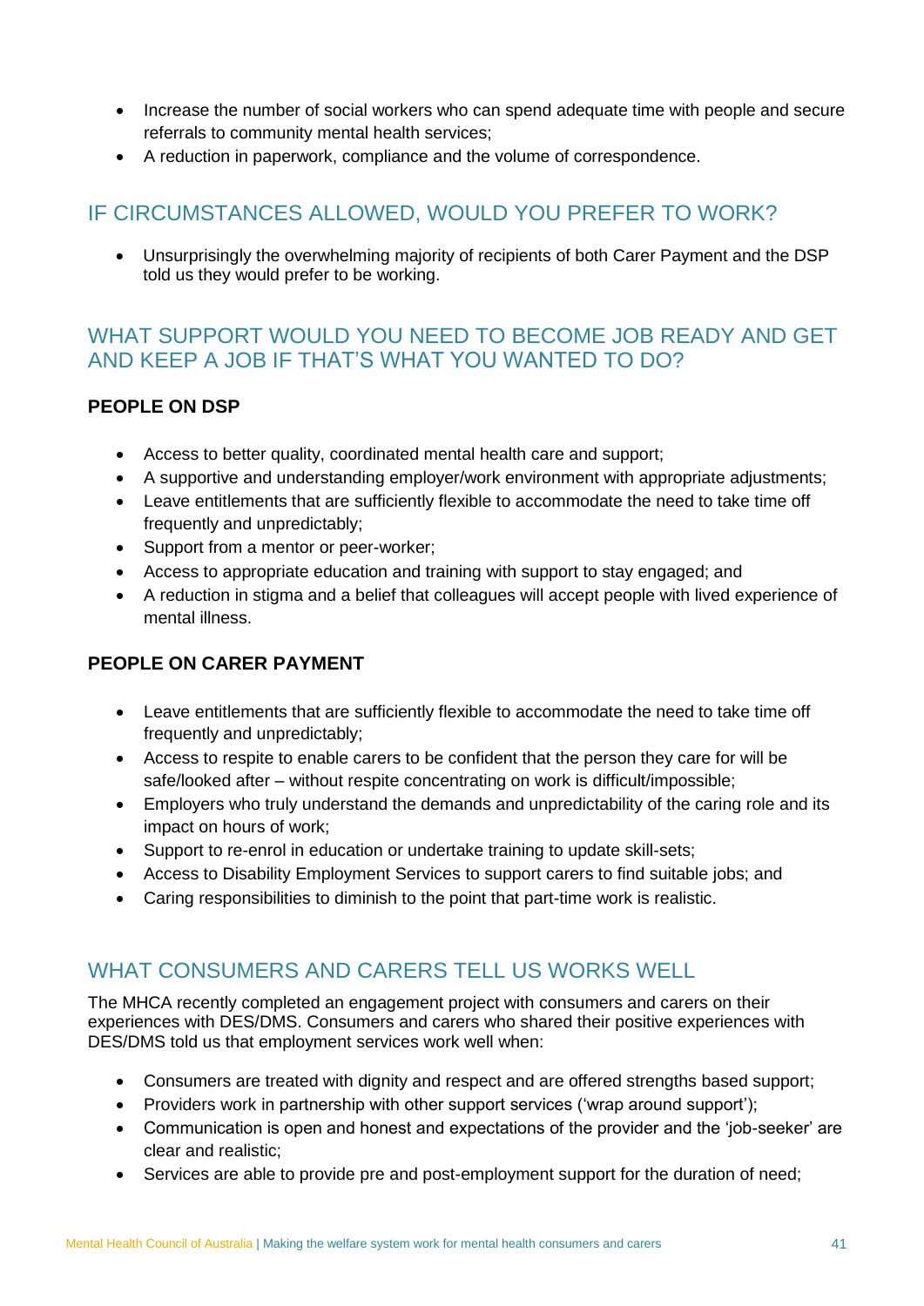- Increase the number of social workers who can spend adequate time with people and secure referrals to community mental health services;
- A reduction in paperwork, compliance and the volume of correspondence.

## IF CIRCUMSTANCES ALLOWED, WOULD YOU PREFER TO WORK?

- Unsurprisingly the overwhelming majority of recipients of both Carer Payment and the DSP told us they would prefer to be working.

## WHAT SUPPORT WOULD YOU NEED TO BECOME JOB READY AND GET AND KEEP A JOB IF THAT'S WHAT YOU WANTED TO DO?

**PEOPLE ON DSP**

- Access to better quality, coordinated mental health care and support;
- A supportive and understanding employer/work environment with appropriate adjustments;
- Leave entitlements that are sufficiently flexible to accommodate the need to take time off frequently and unpredictably;
- Support from a mentor or peer-worker;
- Access to appropriate education and training with support to stay engaged; and
- A reduction in stigma and a belief that colleagues will accept people with lived experience of mental illness.

**PEOPLE ON CARER PAYMENT**

- Leave entitlements that are sufficiently flexible to accommodate the need to take time off frequently and unpredictably;
- Access to respite to enable carers to be confident that the person they care for will be safe/looked after – without respite concentrating on work is difficult/impossible;
- Employers who truly understand the demands and unpredictability of the caring role and its impact on hours of work;
- Support to re-enrol in education or undertake training to update skill-sets;
- Access to Disability Employment Services to support carers to find suitable jobs; and
- Caring responsibilities to diminish to the point that part-time work is realistic.

## WHAT CONSUMERS AND CARERS TELL US WORKS WELL

The MHCA recently completed an engagement project with consumers and carers on their experiences with DES/DMS. Consumers and carers who shared their positive experiences with DES/DMS told us that employment services work well when:

- Consumers are treated with dignity and respect and are offered strengths based support;
- Providers work in partnership with other support services ('wrap around support');
- Communication is open and honest and expectations of the provider and the 'job-seeker' are clear and realistic;
- Services are able to provide pre and post-employment support for the duration of need;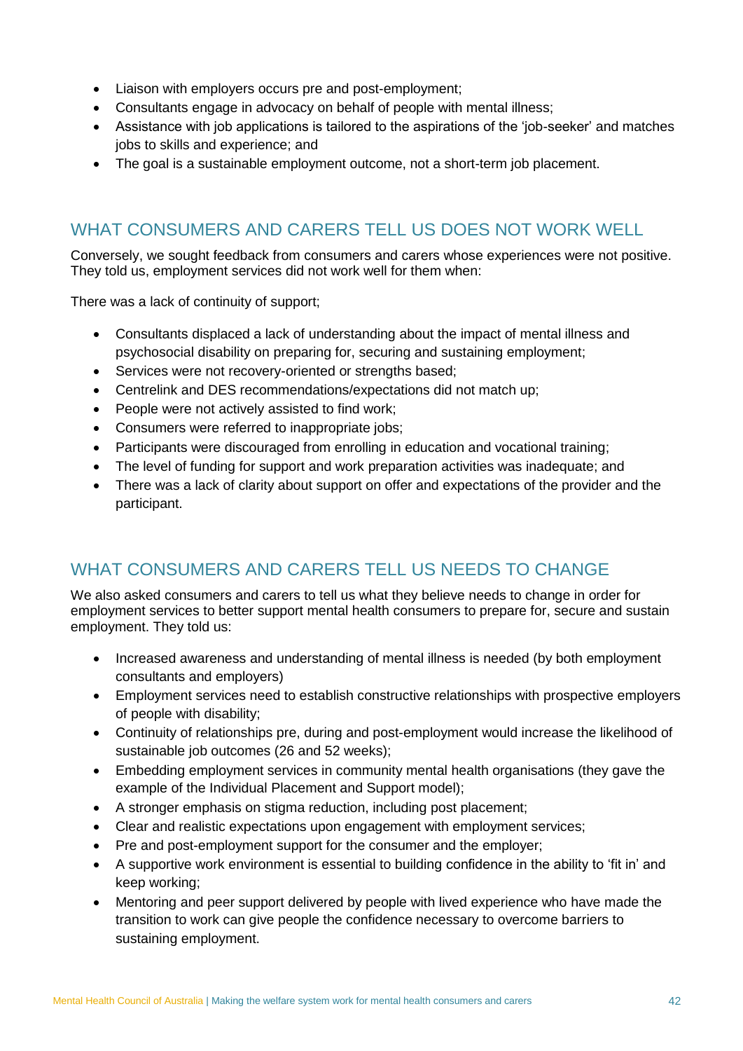- Liaison with employers occurs pre and post-employment;
- Consultants engage in advocacy on behalf of people with mental illness;
- Assistance with job applications is tailored to the aspirations of the 'job-seeker' and matches jobs to skills and experience; and
- The goal is a sustainable employment outcome, not a short-term job placement.

## WHAT CONSUMERS AND CARERS TELL US DOES NOT WORK WELL

Conversely, we sought feedback from consumers and carers whose experiences were not positive. They told us, employment services did not work well for them when:

There was a lack of continuity of support;

- Consultants displaced a lack of understanding about the impact of mental illness and psychosocial disability on preparing for, securing and sustaining employment;
- Services were not recovery-oriented or strengths based;
- Centrelink and DES recommendations/expectations did not match up;
- People were not actively assisted to find work;
- Consumers were referred to inappropriate jobs;
- Participants were discouraged from enrolling in education and vocational training;
- The level of funding for support and work preparation activities was inadequate; and
- There was a lack of clarity about support on offer and expectations of the provider and the participant.

## WHAT CONSUMERS AND CARERS TELL US NEEDS TO CHANGE

We also asked consumers and carers to tell us what they believe needs to change in order for employment services to better support mental health consumers to prepare for, secure and sustain employment. They told us:

- Increased awareness and understanding of mental illness is needed (by both employment consultants and employers)
- Employment services need to establish constructive relationships with prospective employers of people with disability;
- Continuity of relationships pre, during and post-employment would increase the likelihood of sustainable job outcomes (26 and 52 weeks);
- Embedding employment services in community mental health organisations (they gave the example of the Individual Placement and Support model);
- A stronger emphasis on stigma reduction, including post placement;
- Clear and realistic expectations upon engagement with employment services;
- Pre and post-employment support for the consumer and the employer;
- A supportive work environment is essential to building confidence in the ability to 'fit in' and keep working;
- Mentoring and peer support delivered by people with lived experience who have made the transition to work can give people the confidence necessary to overcome barriers to sustaining employment.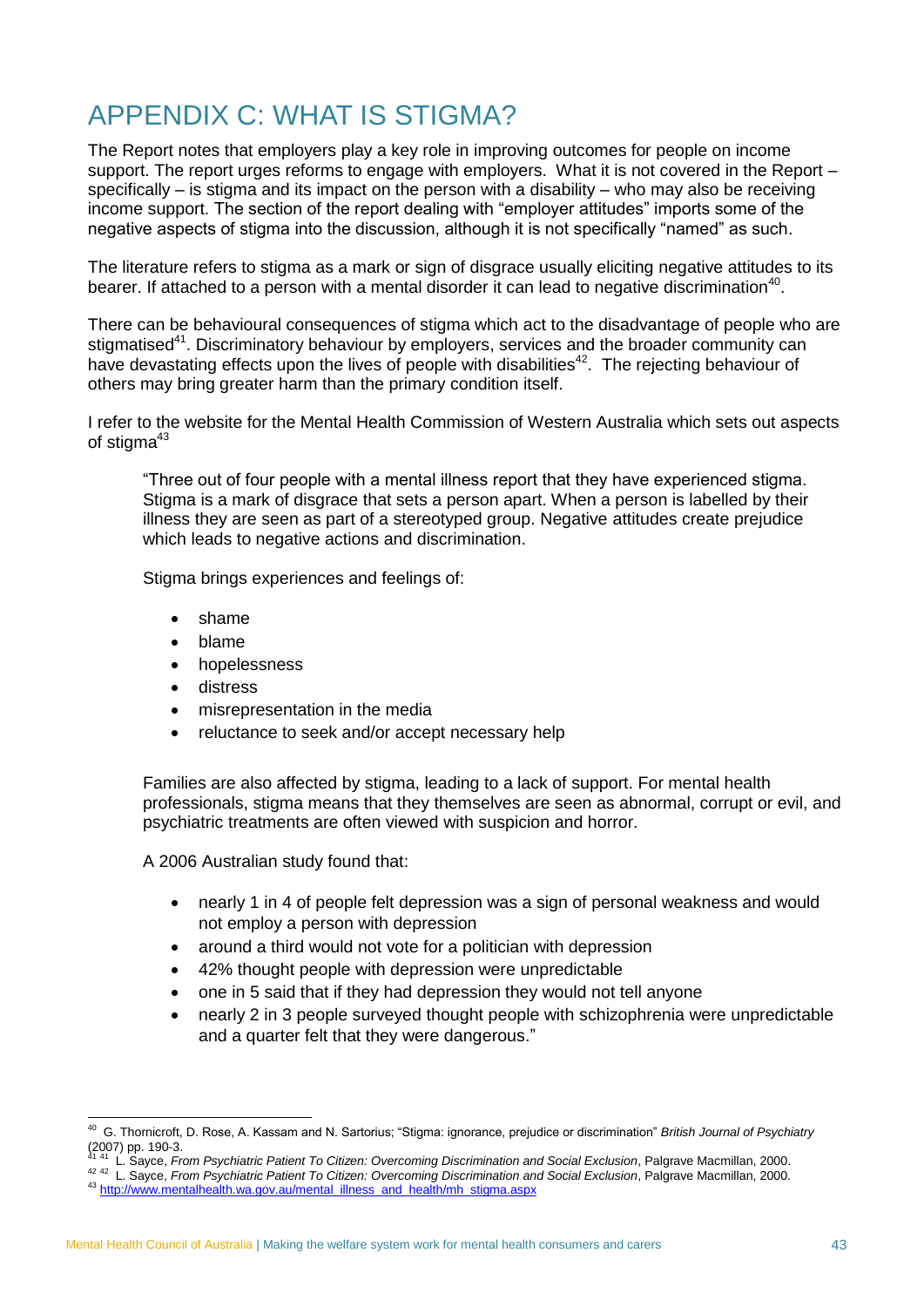# APPENDIX C: WHAT IS STIGMA?

The Report notes that employers play a key role in improving outcomes for people on income support. The report urges reforms to engage with employers. What it is not covered in the Report – specifically – is stigma and its impact on the person with a disability – who may also be receiving income support. The section of the report dealing with "employer attitudes" imports some of the negative aspects of stigma into the discussion, although it is not specifically "named" as such.

The literature refers to stigma as a mark or sign of disgrace usually eliciting negative attitudes to its bearer. If attached to a person with a mental disorder it can lead to negative discrimination[40].

There can be behavioural consequences of stigma which act to the disadvantage of people who are stigmatised[41]. Discriminatory behaviour by employers, services and the broader community can have devastating effects upon the lives of people with disabilities[42]. The rejecting behaviour of others may bring greater harm than the primary condition itself.

I refer to the website for the Mental Health Commission of Western Australia which sets out aspects of stigma[43]

> "Three out of four people with a mental illness report that they have experienced stigma. Stigma is a mark of disgrace that sets a person apart. When a person is labelled by their illness they are seen as part of a stereotyped group. Negative attitudes create prejudice which leads to negative actions and discrimination.
>
> Stigma brings experiences and feelings of:
>
> - shame
> - blame
> - hopelessness
> - distress
> - misrepresentation in the media
> - reluctance to seek and/or accept necessary help
>
> Families are also affected by stigma, leading to a lack of support. For mental health professionals, stigma means that they themselves are seen as abnormal, corrupt or evil, and psychiatric treatments are often viewed with suspicion and horror.
>
> A 2006 Australian study found that:
>
> - nearly 1 in 4 of people felt depression was a sign of personal weakness and would not employ a person with depression
> - around a third would not vote for a politician with depression
> - 42% thought people with depression were unpredictable
> - one in 5 said that if they had depression they would not tell anyone
> - nearly 2 in 3 people surveyed thought people with schizophrenia were unpredictable and a quarter felt that they were dangerous."

---

[40] G. Thornicroft, D. Rose, A. Kassam and N. Sartorius; "Stigma: ignorance, prejudice or discrimination" *British Journal of Psychiatry* (2007) pp. 190-3.

[41] L. Sayce, *From Psychiatric Patient To Citizen: Overcoming Discrimination and Social Exclusion*, Palgrave Macmillan, 2000.

[42] L. Sayce, *From Psychiatric Patient To Citizen: Overcoming Discrimination and Social Exclusion*, Palgrave Macmillan, 2000.

[43] http://www.mentalhealth.wa.gov.au/mental_illness_and_health/mh_stigma.aspx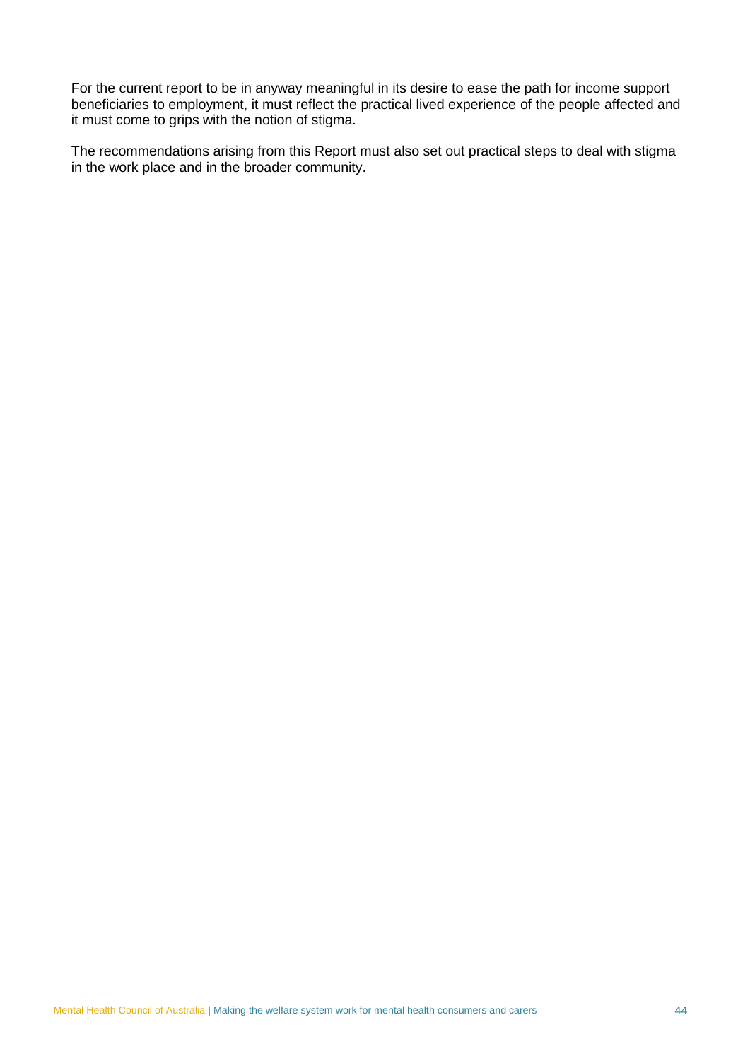For the current report to be in anyway meaningful in its desire to ease the path for income support beneficiaries to employment, it must reflect the practical lived experience of the people affected and it must come to grips with the notion of stigma.

The recommendations arising from this Report must also set out practical steps to deal with stigma in the work place and in the broader community.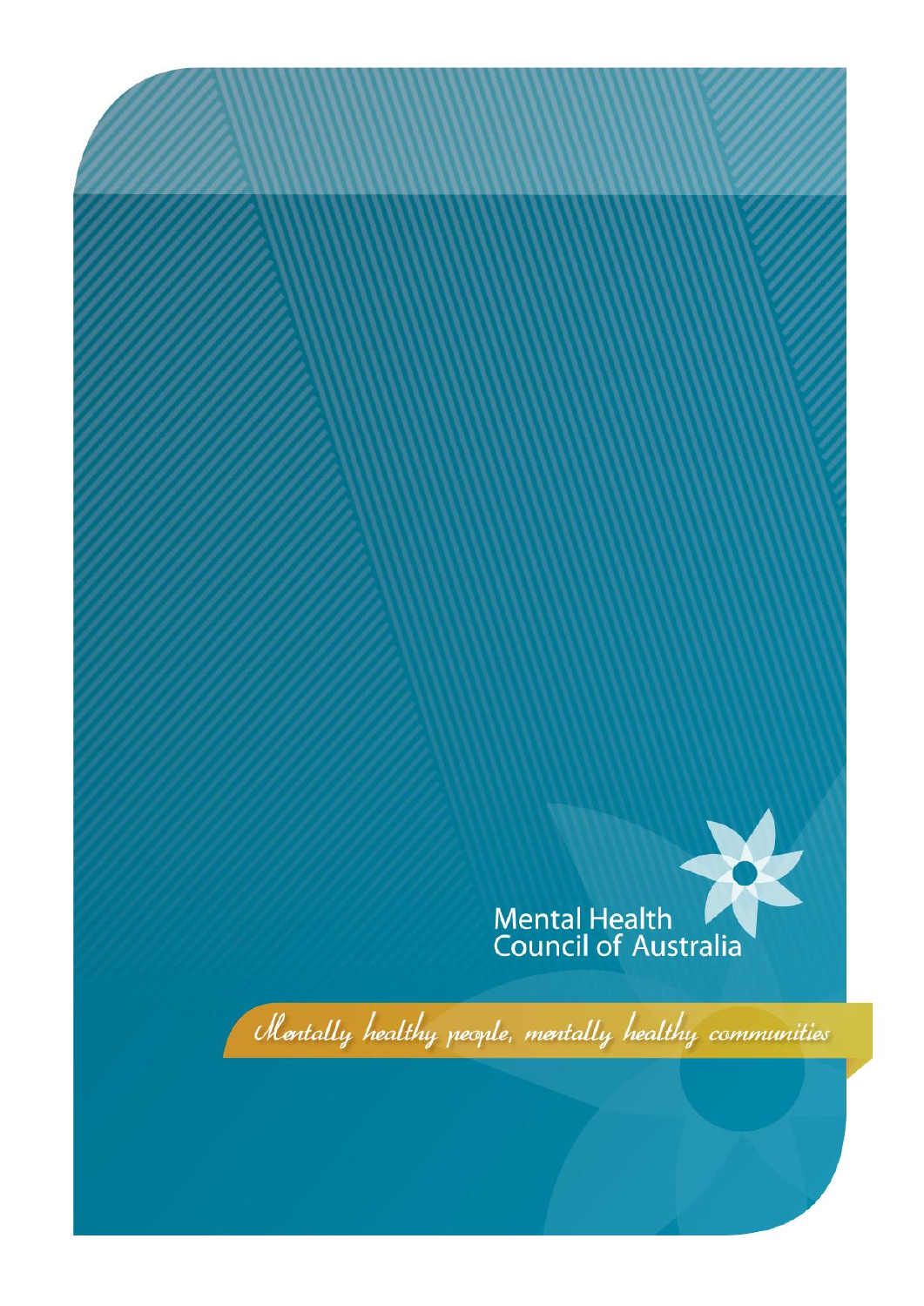Mental Health Council of Australia

*Mentally healthy people, mentally healthy communities*